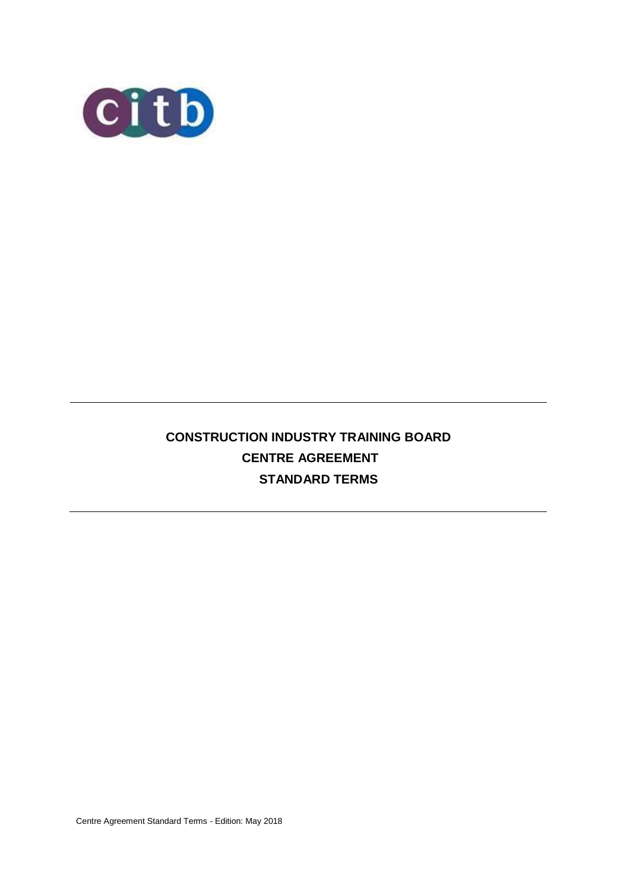# CONSTRUCTION INDUSTRY TRAINING BOARD
# CENTRE AGREEMENT
# STANDARD TERMS

Centre Agreement Standard Terms - Edition: May 2018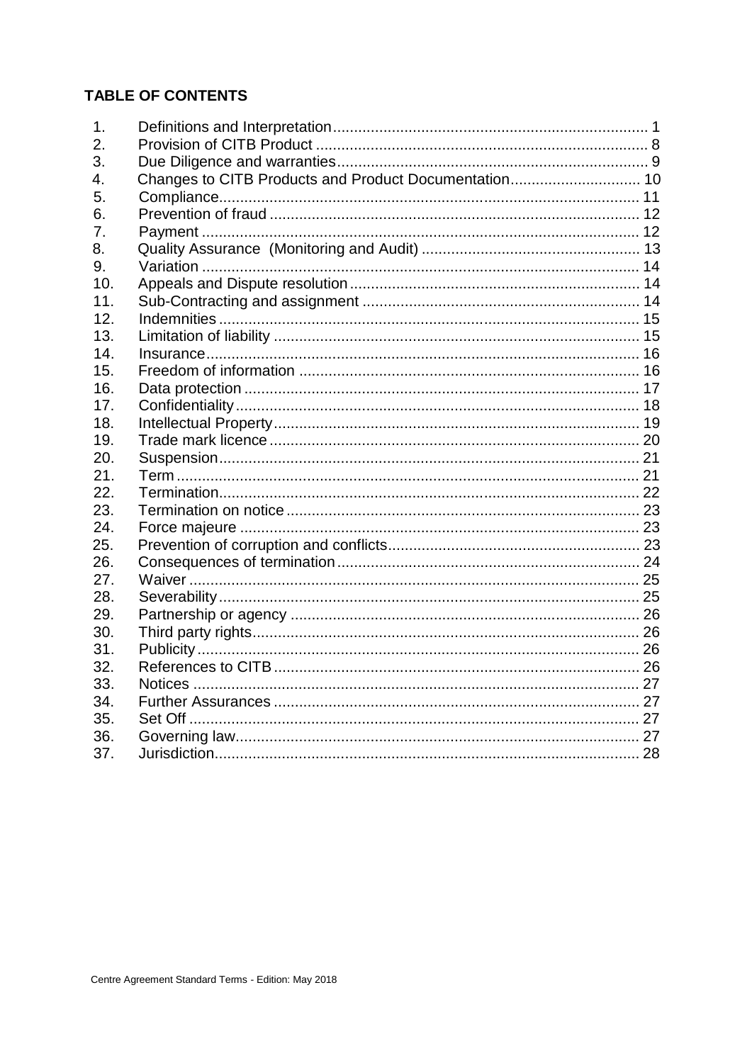## TABLE OF CONTENTS

| | | |
|---|---|---|
| 1. | Definitions and Interpretation | 1 |
| 2. | Provision of CITB Product | 8 |
| 3. | Due Diligence and warranties | 9 |
| 4. | Changes to CITB Products and Product Documentation | 10 |
| 5. | Compliance | 11 |
| 6. | Prevention of fraud | 12 |
| 7. | Payment | 12 |
| 8. | Quality Assurance (Monitoring and Audit) | 13 |
| 9. | Variation | 14 |
| 10. | Appeals and Dispute resolution | 14 |
| 11. | Sub-Contracting and assignment | 14 |
| 12. | Indemnities | 15 |
| 13. | Limitation of liability | 15 |
| 14. | Insurance | 16 |
| 15. | Freedom of information | 16 |
| 16. | Data protection | 17 |
| 17. | Confidentiality | 18 |
| 18. | Intellectual Property | 19 |
| 19. | Trade mark licence | 20 |
| 20. | Suspension | 21 |
| 21. | Term | 21 |
| 22. | Termination | 22 |
| 23. | Termination on notice | 23 |
| 24. | Force majeure | 23 |
| 25. | Prevention of corruption and conflicts | 23 |
| 26. | Consequences of termination | 24 |
| 27. | Waiver | 25 |
| 28. | Severability | 25 |
| 29. | Partnership or agency | 26 |
| 30. | Third party rights | 26 |
| 31. | Publicity | 26 |
| 32. | References to CITB | 26 |
| 33. | Notices | 27 |
| 34. | Further Assurances | 27 |
| 35. | Set Off | 27 |
| 36. | Governing law | 27 |
| 37. | Jurisdiction | 28 |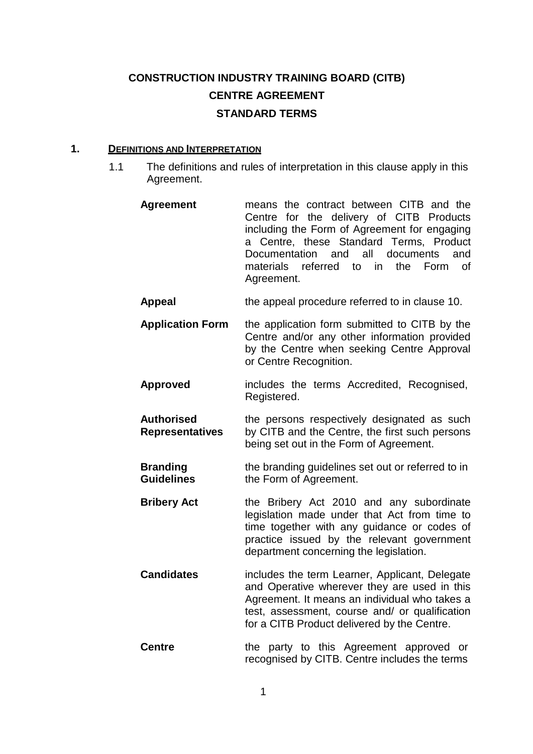# CONSTRUCTION INDUSTRY TRAINING BOARD (CITB)
# CENTRE AGREEMENT
# STANDARD TERMS

## 1. DEFINITIONS AND INTERPRETATION

1.1 The definitions and rules of interpretation in this clause apply in this Agreement.

| | |
|---|---|
| **Agreement** | means the contract between CITB and the Centre for the delivery of CITB Products including the Form of Agreement for engaging a Centre, these Standard Terms, Product Documentation and all documents and materials referred to in the Form of Agreement. |
| **Appeal** | the appeal procedure referred to in clause 10. |
| **Application Form** | the application form submitted to CITB by the Centre and/or any other information provided by the Centre when seeking Centre Approval or Centre Recognition. |
| **Approved** | includes the terms Accredited, Recognised, Registered. |
| **Authorised Representatives** | the persons respectively designated as such by CITB and the Centre, the first such persons being set out in the Form of Agreement. |
| **Branding Guidelines** | the branding guidelines set out or referred to in the Form of Agreement. |
| **Bribery Act** | the Bribery Act 2010 and any subordinate legislation made under that Act from time to time together with any guidance or codes of practice issued by the relevant government department concerning the legislation. |
| **Candidates** | includes the term Learner, Applicant, Delegate and Operative wherever they are used in this Agreement. It means an individual who takes a test, assessment, course and/ or qualification for a CITB Product delivered by the Centre. |
| **Centre** | the party to this Agreement approved or recognised by CITB. Centre includes the terms |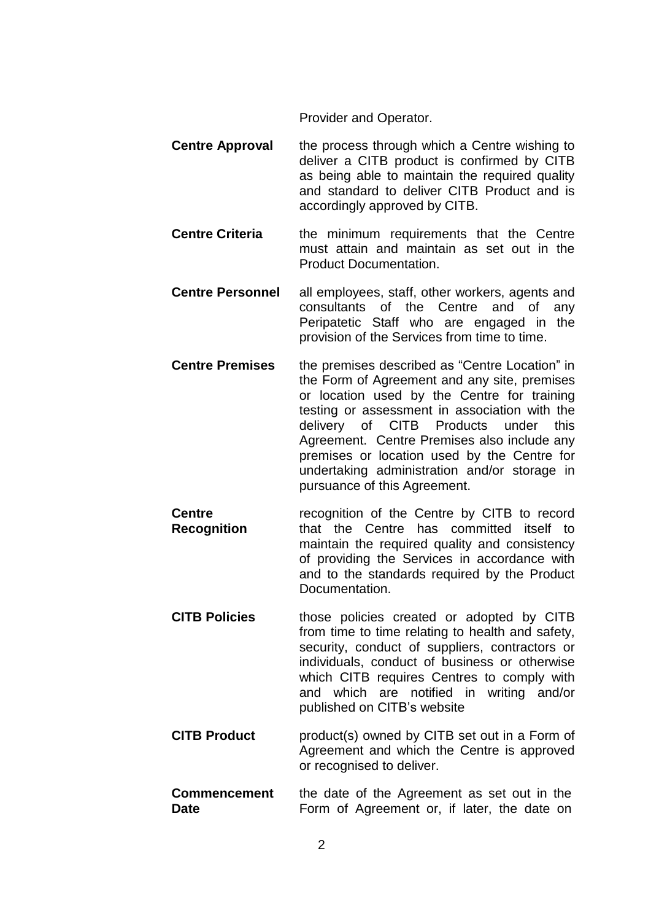Provider and Operator.

**Centre Approval** the process through which a Centre wishing to deliver a CITB product is confirmed by CITB as being able to maintain the required quality and standard to deliver CITB Product and is accordingly approved by CITB.

**Centre Criteria** the minimum requirements that the Centre must attain and maintain as set out in the Product Documentation.

**Centre Personnel** all employees, staff, other workers, agents and consultants of the Centre and of any Peripatetic Staff who are engaged in the provision of the Services from time to time.

**Centre Premises** the premises described as "Centre Location" in the Form of Agreement and any site, premises or location used by the Centre for training testing or assessment in association with the delivery of CITB Products under this Agreement. Centre Premises also include any premises or location used by the Centre for undertaking administration and/or storage in pursuance of this Agreement.

**Centre Recognition** recognition of the Centre by CITB to record that the Centre has committed itself to maintain the required quality and consistency of providing the Services in accordance with and to the standards required by the Product Documentation.

**CITB Policies** those policies created or adopted by CITB from time to time relating to health and safety, security, conduct of suppliers, contractors or individuals, conduct of business or otherwise which CITB requires Centres to comply with and which are notified in writing and/or published on CITB's website

**CITB Product** product(s) owned by CITB set out in a Form of Agreement and which the Centre is approved or recognised to deliver.

**Commencement Date** the date of the Agreement as set out in the Form of Agreement or, if later, the date on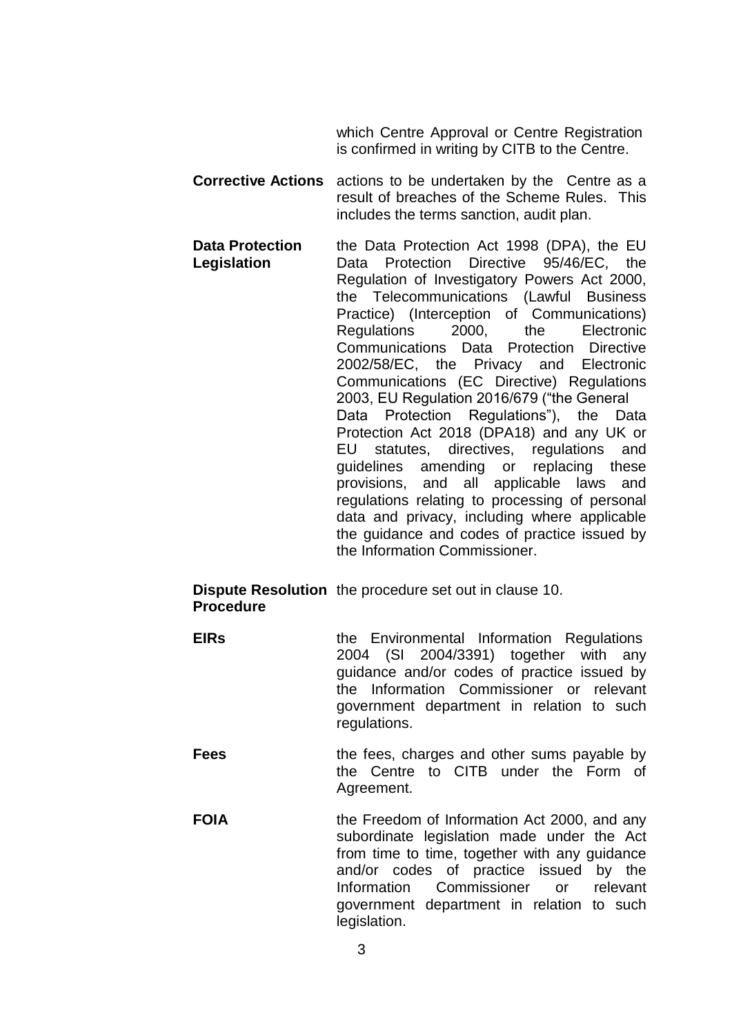which Centre Approval or Centre Registration is confirmed in writing by CITB to the Centre.

**Corrective Actions** actions to be undertaken by the Centre as a result of breaches of the Scheme Rules. This includes the terms sanction, audit plan.

**Data Protection Legislation** the Data Protection Act 1998 (DPA), the EU Data Protection Directive 95/46/EC, the Regulation of Investigatory Powers Act 2000, the Telecommunications (Lawful Business Practice) (Interception of Communications) Regulations 2000, the Electronic Communications Data Protection Directive 2002/58/EC, the Privacy and Electronic Communications (EC Directive) Regulations 2003, EU Regulation 2016/679 ("the General Data Protection Regulations"), the Data Protection Act 2018 (DPA18) and any UK or EU statutes, directives, regulations and guidelines amending or replacing these provisions, and all applicable laws and regulations relating to processing of personal data and privacy, including where applicable the guidance and codes of practice issued by the Information Commissioner.

**Dispute Resolution Procedure** the procedure set out in clause 10.

**EIRs** the Environmental Information Regulations 2004 (SI 2004/3391) together with any guidance and/or codes of practice issued by the Information Commissioner or relevant government department in relation to such regulations.

**Fees** the fees, charges and other sums payable by the Centre to CITB under the Form of Agreement.

**FOIA** the Freedom of Information Act 2000, and any subordinate legislation made under the Act from time to time, together with any guidance and/or codes of practice issued by the Information Commissioner or relevant government department in relation to such legislation.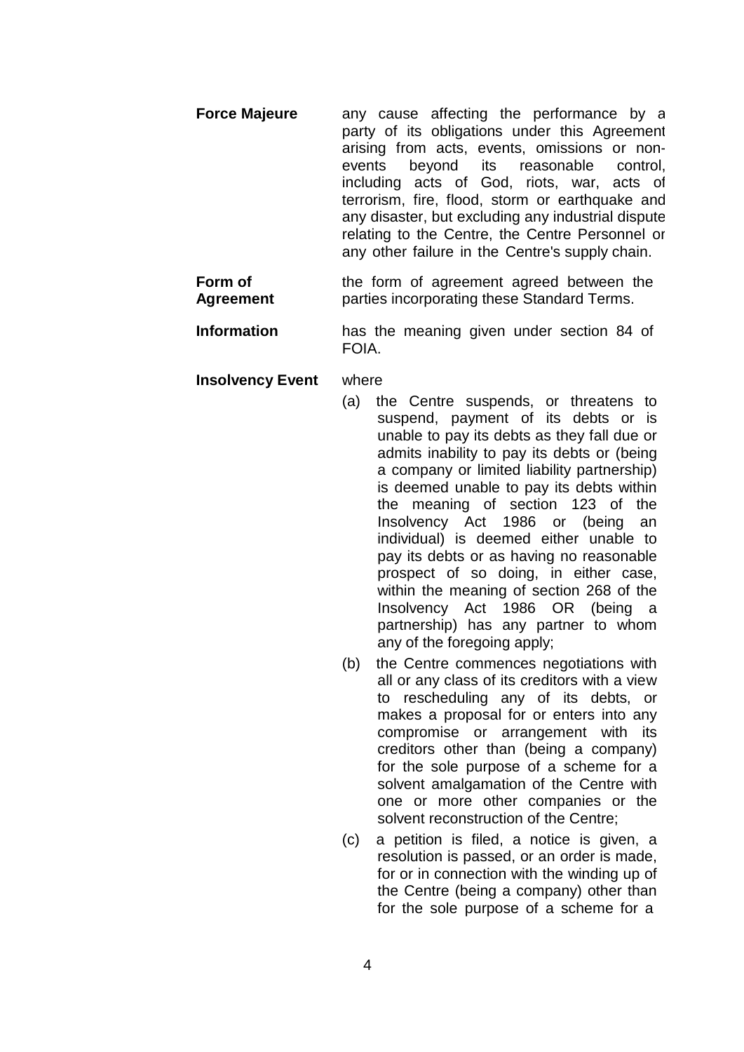**Force Majeure** any cause affecting the performance by a party of its obligations under this Agreement arising from acts, events, omissions or non-events beyond its reasonable control, including acts of God, riots, war, acts of terrorism, fire, flood, storm or earthquake and any disaster, but excluding any industrial dispute relating to the Centre, the Centre Personnel or any other failure in the Centre's supply chain.

**Form of Agreement** the form of agreement agreed between the parties incorporating these Standard Terms.

**Information** has the meaning given under section 84 of FOIA.

**Insolvency Event** where

(a) the Centre suspends, or threatens to suspend, payment of its debts or is unable to pay its debts as they fall due or admits inability to pay its debts or (being a company or limited liability partnership) is deemed unable to pay its debts within the meaning of section 123 of the Insolvency Act 1986 or (being an individual) is deemed either unable to pay its debts or as having no reasonable prospect of so doing, in either case, within the meaning of section 268 of the Insolvency Act 1986 OR (being a partnership) has any partner to whom any of the foregoing apply;

(b) the Centre commences negotiations with all or any class of its creditors with a view to rescheduling any of its debts, or makes a proposal for or enters into any compromise or arrangement with its creditors other than (being a company) for the sole purpose of a scheme for a solvent amalgamation of the Centre with one or more other companies or the solvent reconstruction of the Centre;

(c) a petition is filed, a notice is given, a resolution is passed, or an order is made, for or in connection with the winding up of the Centre (being a company) other than for the sole purpose of a scheme for a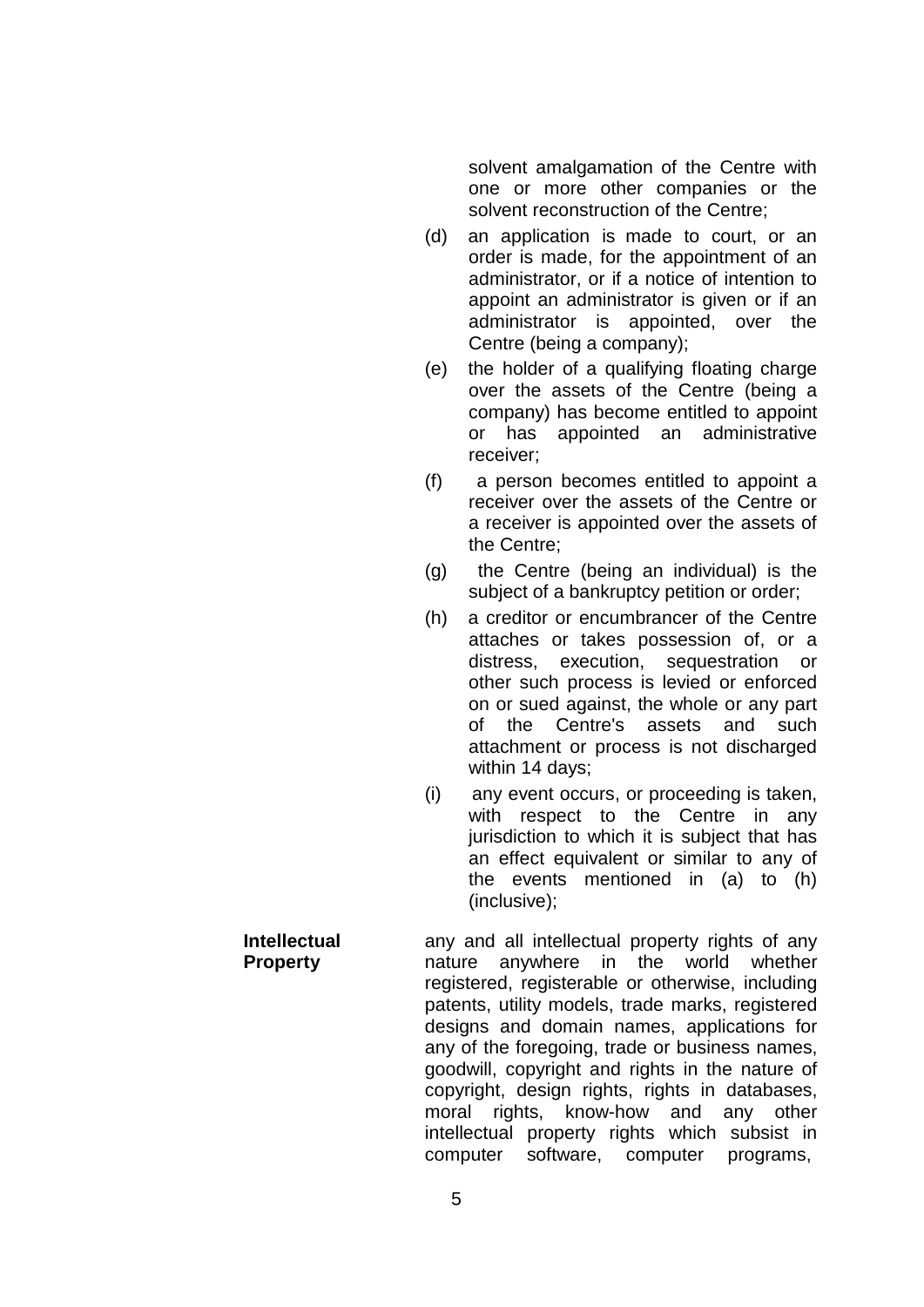solvent amalgamation of the Centre with one or more other companies or the solvent reconstruction of the Centre;

(d) an application is made to court, or an order is made, for the appointment of an administrator, or if a notice of intention to appoint an administrator is given or if an administrator is appointed, over the Centre (being a company);

(e) the holder of a qualifying floating charge over the assets of the Centre (being a company) has become entitled to appoint or has appointed an administrative receiver;

(f) a person becomes entitled to appoint a receiver over the assets of the Centre or a receiver is appointed over the assets of the Centre;

(g) the Centre (being an individual) is the subject of a bankruptcy petition or order;

(h) a creditor or encumbrancer of the Centre attaches or takes possession of, or a distress, execution, sequestration or other such process is levied or enforced on or sued against, the whole or any part of the Centre's assets and such attachment or process is not discharged within 14 days;

(i) any event occurs, or proceeding is taken, with respect to the Centre in any jurisdiction to which it is subject that has an effect equivalent or similar to any of the events mentioned in (a) to (h) (inclusive);

**Intellectual Property** any and all intellectual property rights of any nature anywhere in the world whether registered, registerable or otherwise, including patents, utility models, trade marks, registered designs and domain names, applications for any of the foregoing, trade or business names, goodwill, copyright and rights in the nature of copyright, design rights, rights in databases, moral rights, know-how and any other intellectual property rights which subsist in computer software, computer programs,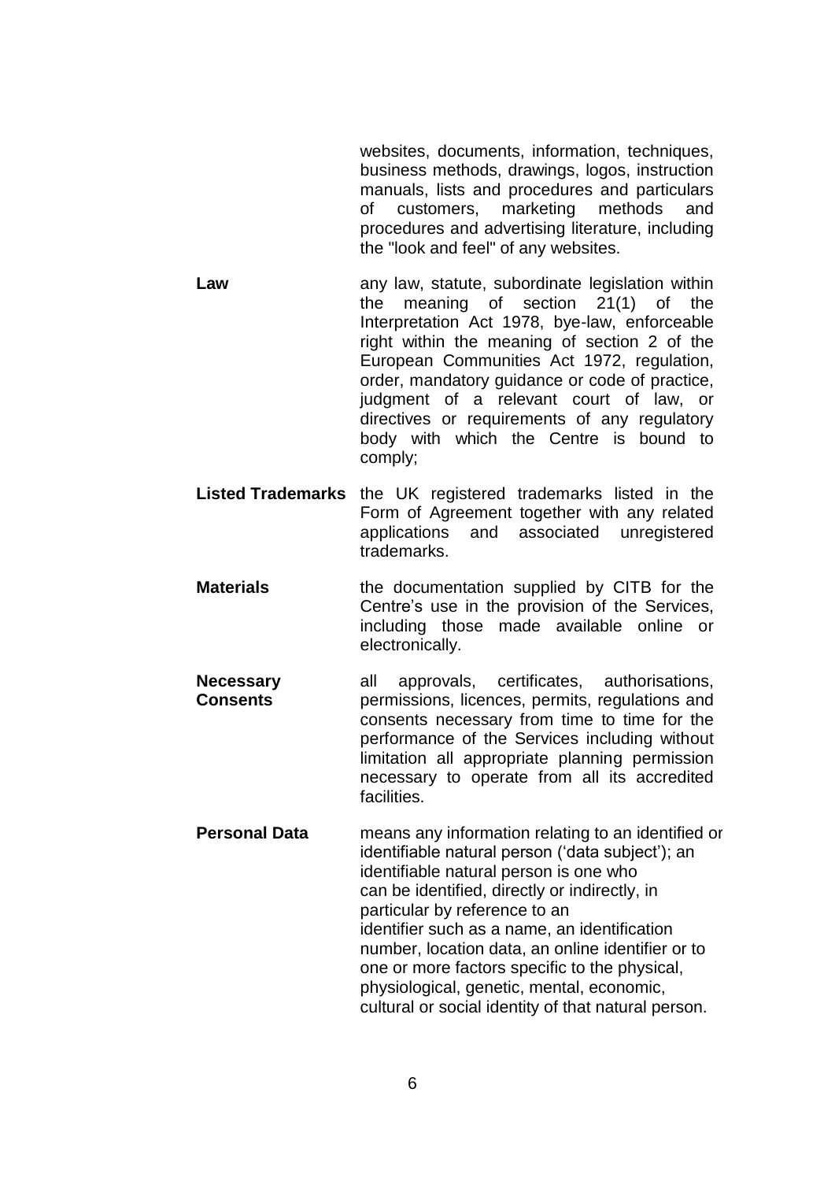websites, documents, information, techniques, business methods, drawings, logos, instruction manuals, lists and procedures and particulars of customers, marketing methods and procedures and advertising literature, including the "look and feel" of any websites.

| | |
|---|---|
| **Law** | any law, statute, subordinate legislation within the meaning of section 21(1) of the Interpretation Act 1978, bye-law, enforceable right within the meaning of section 2 of the European Communities Act 1972, regulation, order, mandatory guidance or code of practice, judgment of a relevant court of law, or directives or requirements of any regulatory body with which the Centre is bound to comply; |
| **Listed Trademarks** | the UK registered trademarks listed in the Form of Agreement together with any related applications and associated unregistered trademarks. |
| **Materials** | the documentation supplied by CITB for the Centre's use in the provision of the Services, including those made available online or electronically. |
| **Necessary Consents** | all approvals, certificates, authorisations, permissions, licences, permits, regulations and consents necessary from time to time for the performance of the Services including without limitation all appropriate planning permission necessary to operate from all its accredited facilities. |
| **Personal Data** | means any information relating to an identified or identifiable natural person ('data subject'); an identifiable natural person is one who can be identified, directly or indirectly, in particular by reference to an identifier such as a name, an identification number, location data, an online identifier or to one or more factors specific to the physical, physiological, genetic, mental, economic, cultural or social identity of that natural person. |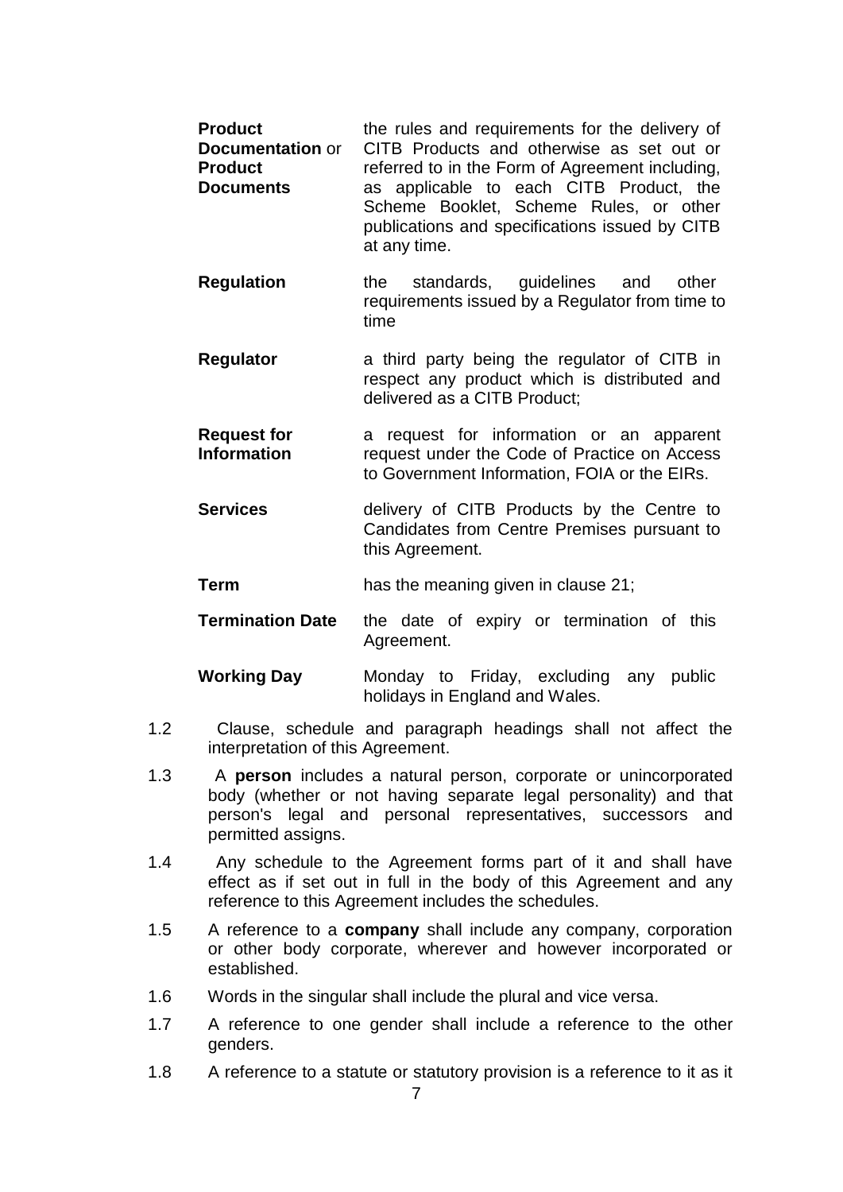| | |
|---|---|
| **Product Documentation** or **Product Documents** | the rules and requirements for the delivery of CITB Products and otherwise as set out or referred to in the Form of Agreement including, as applicable to each CITB Product, the Scheme Booklet, Scheme Rules, or other publications and specifications issued by CITB at any time. |
| **Regulation** | the standards, guidelines and other requirements issued by a Regulator from time to time |
| **Regulator** | a third party being the regulator of CITB in respect any product which is distributed and delivered as a CITB Product; |
| **Request for Information** | a request for information or an apparent request under the Code of Practice on Access to Government Information, FOIA or the EIRs. |
| **Services** | delivery of CITB Products by the Centre to Candidates from Centre Premises pursuant to this Agreement. |
| **Term** | has the meaning given in clause 21; |
| **Termination Date** | the date of expiry or termination of this Agreement. |
| **Working Day** | Monday to Friday, excluding any public holidays in England and Wales. |

1.2 Clause, schedule and paragraph headings shall not affect the interpretation of this Agreement.

1.3 A **person** includes a natural person, corporate or unincorporated body (whether or not having separate legal personality) and that person's legal and personal representatives, successors and permitted assigns.

1.4 Any schedule to the Agreement forms part of it and shall have effect as if set out in full in the body of this Agreement and any reference to this Agreement includes the schedules.

1.5 A reference to a **company** shall include any company, corporation or other body corporate, wherever and however incorporated or established.

1.6 Words in the singular shall include the plural and vice versa.

1.7 A reference to one gender shall include a reference to the other genders.

1.8 A reference to a statute or statutory provision is a reference to it as it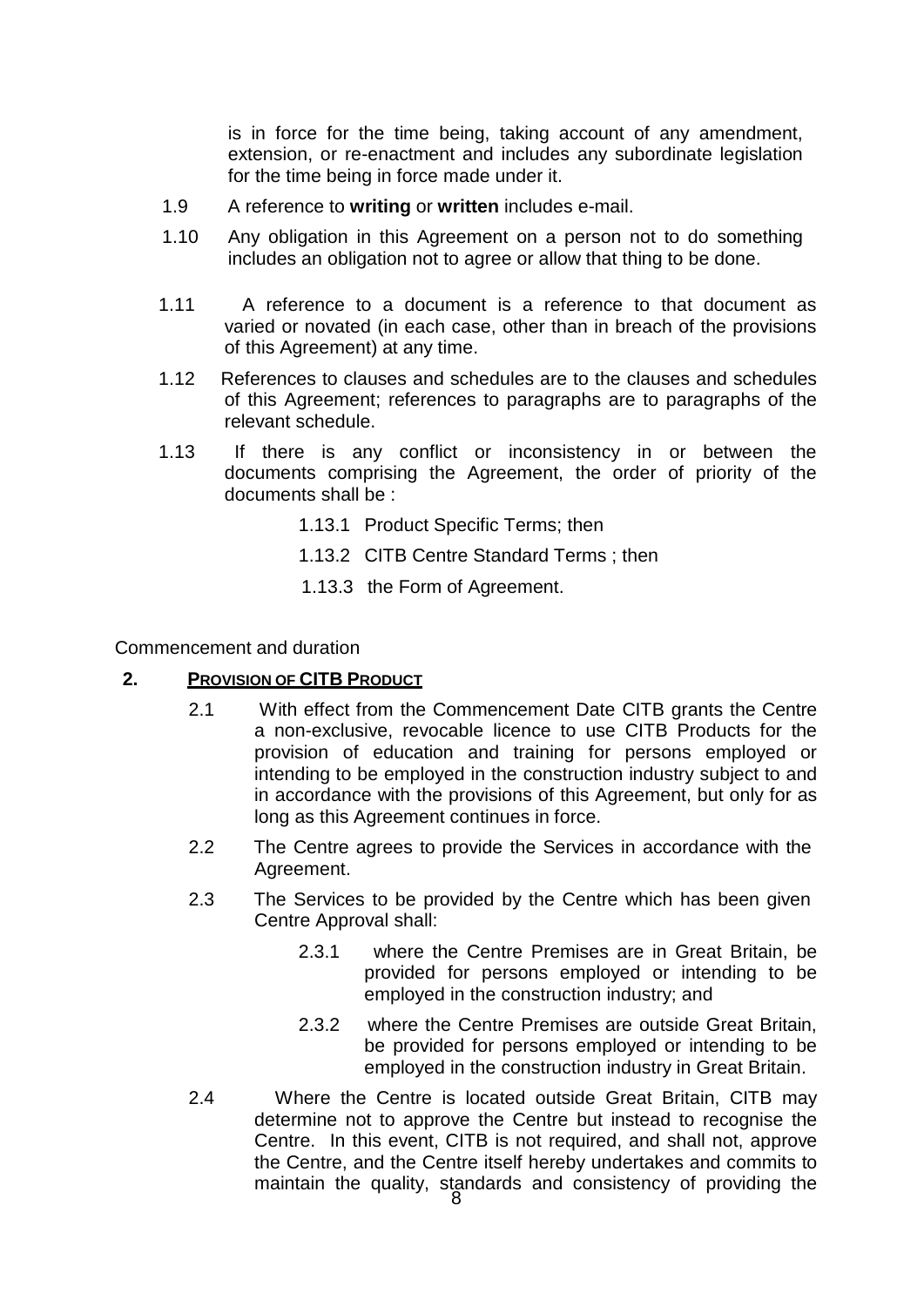is in force for the time being, taking account of any amendment, extension, or re-enactment and includes any subordinate legislation for the time being in force made under it.

1.9 A reference to **writing** or **written** includes e-mail.

1.10 Any obligation in this Agreement on a person not to do something includes an obligation not to agree or allow that thing to be done.

1.11 A reference to a document is a reference to that document as varied or novated (in each case, other than in breach of the provisions of this Agreement) at any time.

1.12 References to clauses and schedules are to the clauses and schedules of this Agreement; references to paragraphs are to paragraphs of the relevant schedule.

1.13 If there is any conflict or inconsistency in or between the documents comprising the Agreement, the order of priority of the documents shall be :

1.13.1 Product Specific Terms; then

1.13.2 CITB Centre Standard Terms ; then

1.13.3 the Form of Agreement.

Commencement and duration

## 2. PROVISION OF CITB PRODUCT

2.1 With effect from the Commencement Date CITB grants the Centre a non-exclusive, revocable licence to use CITB Products for the provision of education and training for persons employed or intending to be employed in the construction industry subject to and in accordance with the provisions of this Agreement, but only for as long as this Agreement continues in force.

2.2 The Centre agrees to provide the Services in accordance with the Agreement.

2.3 The Services to be provided by the Centre which has been given Centre Approval shall:

2.3.1 where the Centre Premises are in Great Britain, be provided for persons employed or intending to be employed in the construction industry; and

2.3.2 where the Centre Premises are outside Great Britain, be provided for persons employed or intending to be employed in the construction industry in Great Britain.

2.4 Where the Centre is located outside Great Britain, CITB may determine not to approve the Centre but instead to recognise the Centre. In this event, CITB is not required, and shall not, approve the Centre, and the Centre itself hereby undertakes and commits to maintain the quality, standards and consistency of providing the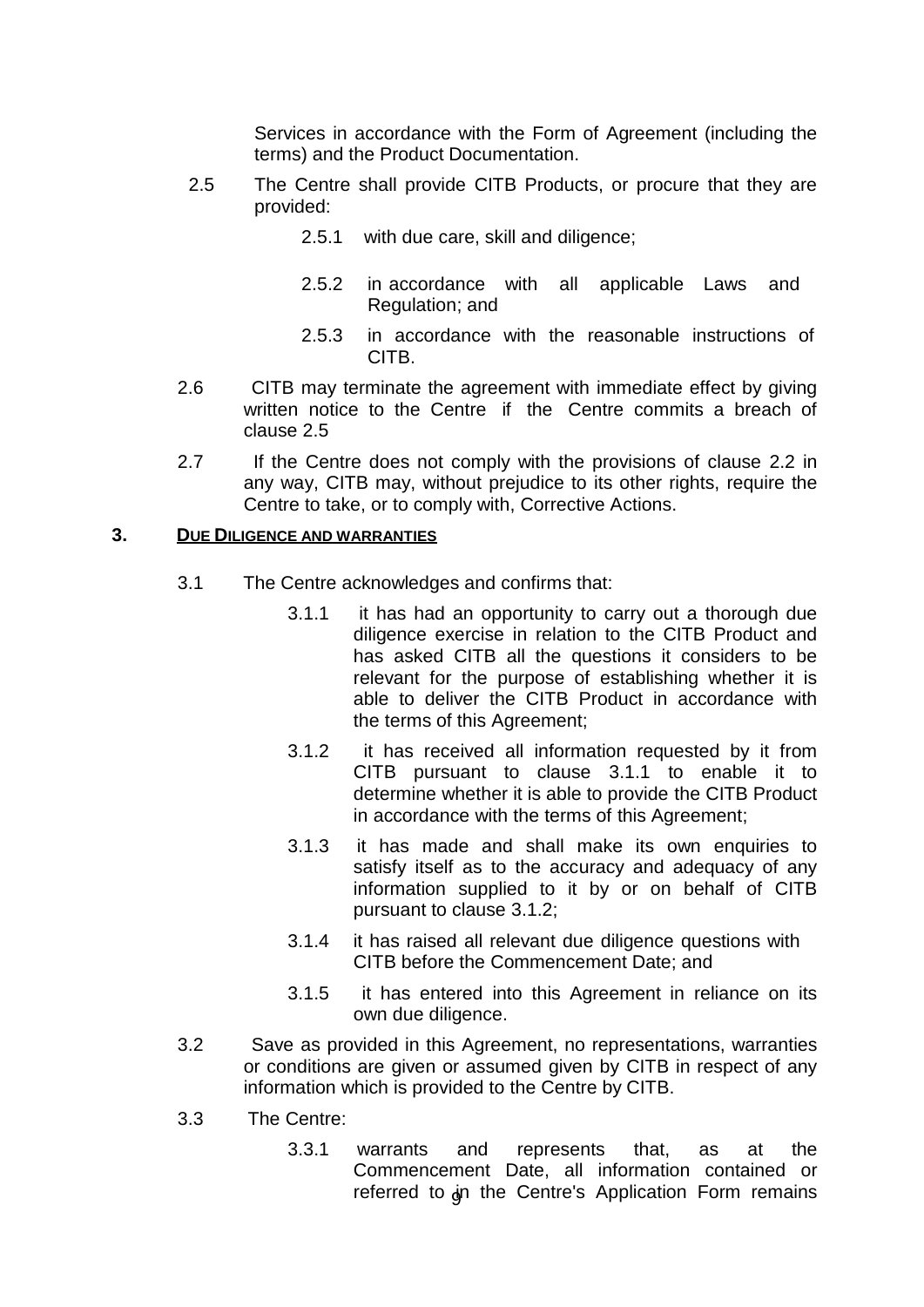Services in accordance with the Form of Agreement (including the terms) and the Product Documentation.

2.5 The Centre shall provide CITB Products, or procure that they are provided:

2.5.1 with due care, skill and diligence;

2.5.2 in accordance with all applicable Laws and Regulation; and

2.5.3 in accordance with the reasonable instructions of CITB.

2.6 CITB may terminate the agreement with immediate effect by giving written notice to the Centre if the Centre commits a breach of clause 2.5

2.7 If the Centre does not comply with the provisions of clause 2.2 in any way, CITB may, without prejudice to its other rights, require the Centre to take, or to comply with, Corrective Actions.

## 3. DUE DILIGENCE AND WARRANTIES

3.1 The Centre acknowledges and confirms that:

3.1.1 it has had an opportunity to carry out a thorough due diligence exercise in relation to the CITB Product and has asked CITB all the questions it considers to be relevant for the purpose of establishing whether it is able to deliver the CITB Product in accordance with the terms of this Agreement;

3.1.2 it has received all information requested by it from CITB pursuant to clause 3.1.1 to enable it to determine whether it is able to provide the CITB Product in accordance with the terms of this Agreement;

3.1.3 it has made and shall make its own enquiries to satisfy itself as to the accuracy and adequacy of any information supplied to it by or on behalf of CITB pursuant to clause 3.1.2;

3.1.4 it has raised all relevant due diligence questions with CITB before the Commencement Date; and

3.1.5 it has entered into this Agreement in reliance on its own due diligence.

3.2 Save as provided in this Agreement, no representations, warranties or conditions are given or assumed given by CITB in respect of any information which is provided to the Centre by CITB.

3.3 The Centre:

3.3.1 warrants and represents that, as at the Commencement Date, all information contained or referred to in the Centre's Application Form remains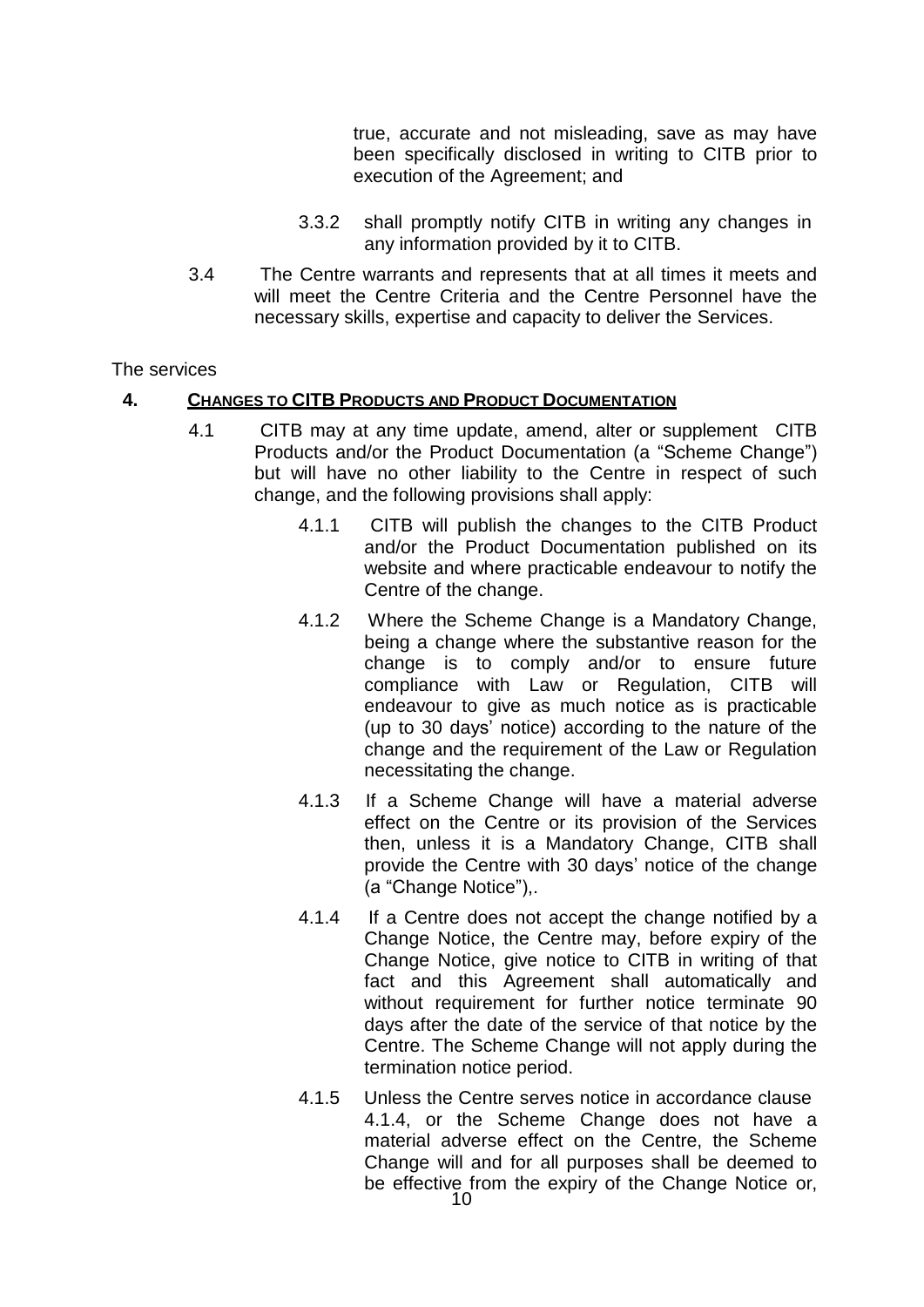true, accurate and not misleading, save as may have been specifically disclosed in writing to CITB prior to execution of the Agreement; and

3.3.2 shall promptly notify CITB in writing any changes in any information provided by it to CITB.

3.4 The Centre warrants and represents that at all times it meets and will meet the Centre Criteria and the Centre Personnel have the necessary skills, expertise and capacity to deliver the Services.

The services

## 4. CHANGES TO CITB PRODUCTS AND PRODUCT DOCUMENTATION

4.1 CITB may at any time update, amend, alter or supplement CITB Products and/or the Product Documentation (a "Scheme Change") but will have no other liability to the Centre in respect of such change, and the following provisions shall apply:

4.1.1 CITB will publish the changes to the CITB Product and/or the Product Documentation published on its website and where practicable endeavour to notify the Centre of the change.

4.1.2 Where the Scheme Change is a Mandatory Change, being a change where the substantive reason for the change is to comply and/or to ensure future compliance with Law or Regulation, CITB will endeavour to give as much notice as is practicable (up to 30 days' notice) according to the nature of the change and the requirement of the Law or Regulation necessitating the change.

4.1.3 If a Scheme Change will have a material adverse effect on the Centre or its provision of the Services then, unless it is a Mandatory Change, CITB shall provide the Centre with 30 days' notice of the change (a "Change Notice"),.

4.1.4 If a Centre does not accept the change notified by a Change Notice, the Centre may, before expiry of the Change Notice, give notice to CITB in writing of that fact and this Agreement shall automatically and without requirement for further notice terminate 90 days after the date of the service of that notice by the Centre. The Scheme Change will not apply during the termination notice period.

4.1.5 Unless the Centre serves notice in accordance clause 4.1.4, or the Scheme Change does not have a material adverse effect on the Centre, the Scheme Change will and for all purposes shall be deemed to be effective from the expiry of the Change Notice or,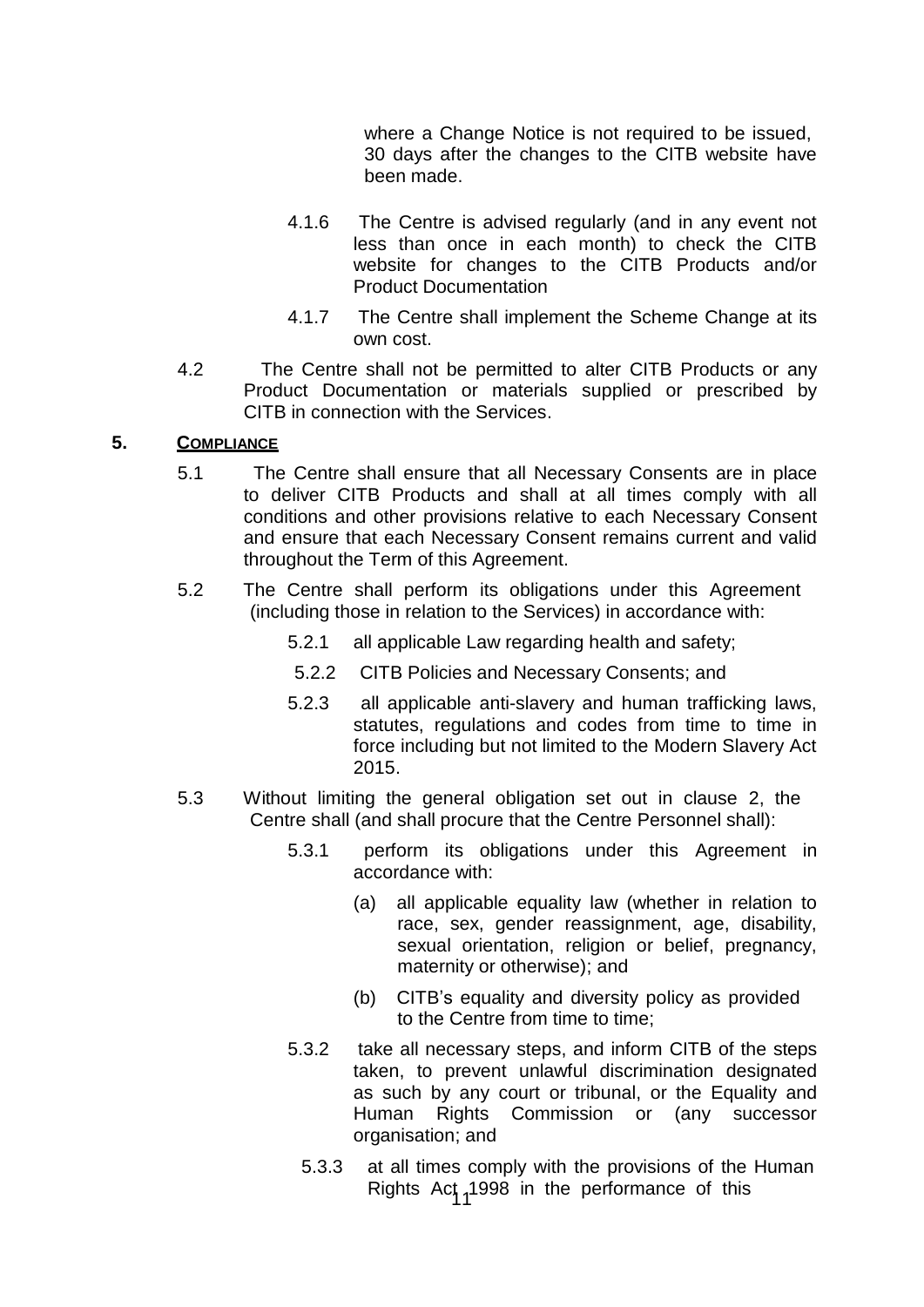where a Change Notice is not required to be issued, 30 days after the changes to the CITB website have been made.

4.1.6 The Centre is advised regularly (and in any event not less than once in each month) to check the CITB website for changes to the CITB Products and/or Product Documentation

4.1.7 The Centre shall implement the Scheme Change at its own cost.

4.2 The Centre shall not be permitted to alter CITB Products or any Product Documentation or materials supplied or prescribed by CITB in connection with the Services.

## 5. COMPLIANCE

5.1 The Centre shall ensure that all Necessary Consents are in place to deliver CITB Products and shall at all times comply with all conditions and other provisions relative to each Necessary Consent and ensure that each Necessary Consent remains current and valid throughout the Term of this Agreement.

5.2 The Centre shall perform its obligations under this Agreement (including those in relation to the Services) in accordance with:

5.2.1 all applicable Law regarding health and safety;

5.2.2 CITB Policies and Necessary Consents; and

5.2.3 all applicable anti-slavery and human trafficking laws, statutes, regulations and codes from time to time in force including but not limited to the Modern Slavery Act 2015.

5.3 Without limiting the general obligation set out in clause 2, the Centre shall (and shall procure that the Centre Personnel shall):

5.3.1 perform its obligations under this Agreement in accordance with:

(a) all applicable equality law (whether in relation to race, sex, gender reassignment, age, disability, sexual orientation, religion or belief, pregnancy, maternity or otherwise); and

(b) CITB's equality and diversity policy as provided to the Centre from time to time;

5.3.2 take all necessary steps, and inform CITB of the steps taken, to prevent unlawful discrimination designated as such by any court or tribunal, or the Equality and Human Rights Commission or (any successor organisation; and

5.3.3 at all times comply with the provisions of the Human Rights Act 1998 in the performance of this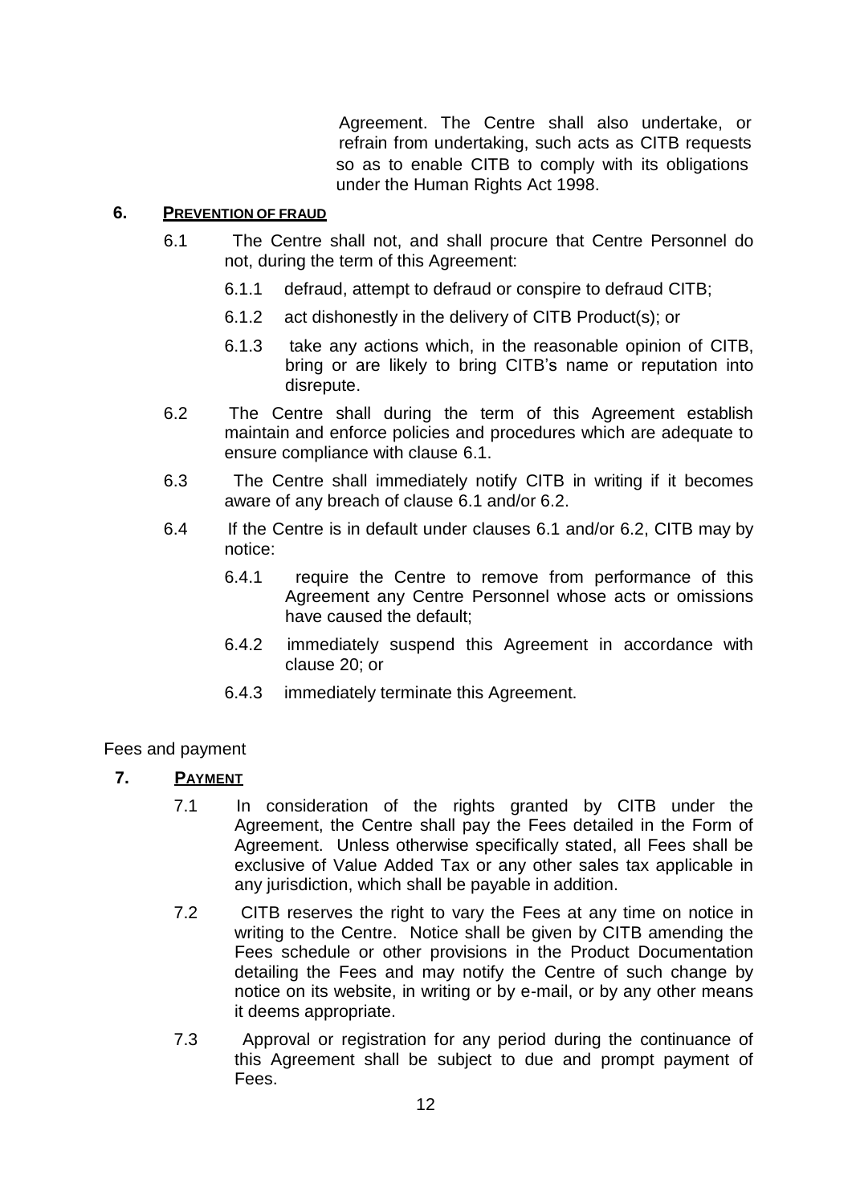Agreement. The Centre shall also undertake, or refrain from undertaking, such acts as CITB requests so as to enable CITB to comply with its obligations under the Human Rights Act 1998.

## 6. PREVENTION OF FRAUD

6.1 The Centre shall not, and shall procure that Centre Personnel do not, during the term of this Agreement:

6.1.1 defraud, attempt to defraud or conspire to defraud CITB;

6.1.2 act dishonestly in the delivery of CITB Product(s); or

6.1.3 take any actions which, in the reasonable opinion of CITB, bring or are likely to bring CITB's name or reputation into disrepute.

6.2 The Centre shall during the term of this Agreement establish maintain and enforce policies and procedures which are adequate to ensure compliance with clause 6.1.

6.3 The Centre shall immediately notify CITB in writing if it becomes aware of any breach of clause 6.1 and/or 6.2.

6.4 If the Centre is in default under clauses 6.1 and/or 6.2, CITB may by notice:

6.4.1 require the Centre to remove from performance of this Agreement any Centre Personnel whose acts or omissions have caused the default;

6.4.2 immediately suspend this Agreement in accordance with clause 20; or

6.4.3 immediately terminate this Agreement.

Fees and payment

## 7. PAYMENT

7.1 In consideration of the rights granted by CITB under the Agreement, the Centre shall pay the Fees detailed in the Form of Agreement. Unless otherwise specifically stated, all Fees shall be exclusive of Value Added Tax or any other sales tax applicable in any jurisdiction, which shall be payable in addition.

7.2 CITB reserves the right to vary the Fees at any time on notice in writing to the Centre. Notice shall be given by CITB amending the Fees schedule or other provisions in the Product Documentation detailing the Fees and may notify the Centre of such change by notice on its website, in writing or by e-mail, or by any other means it deems appropriate.

7.3 Approval or registration for any period during the continuance of this Agreement shall be subject to due and prompt payment of Fees.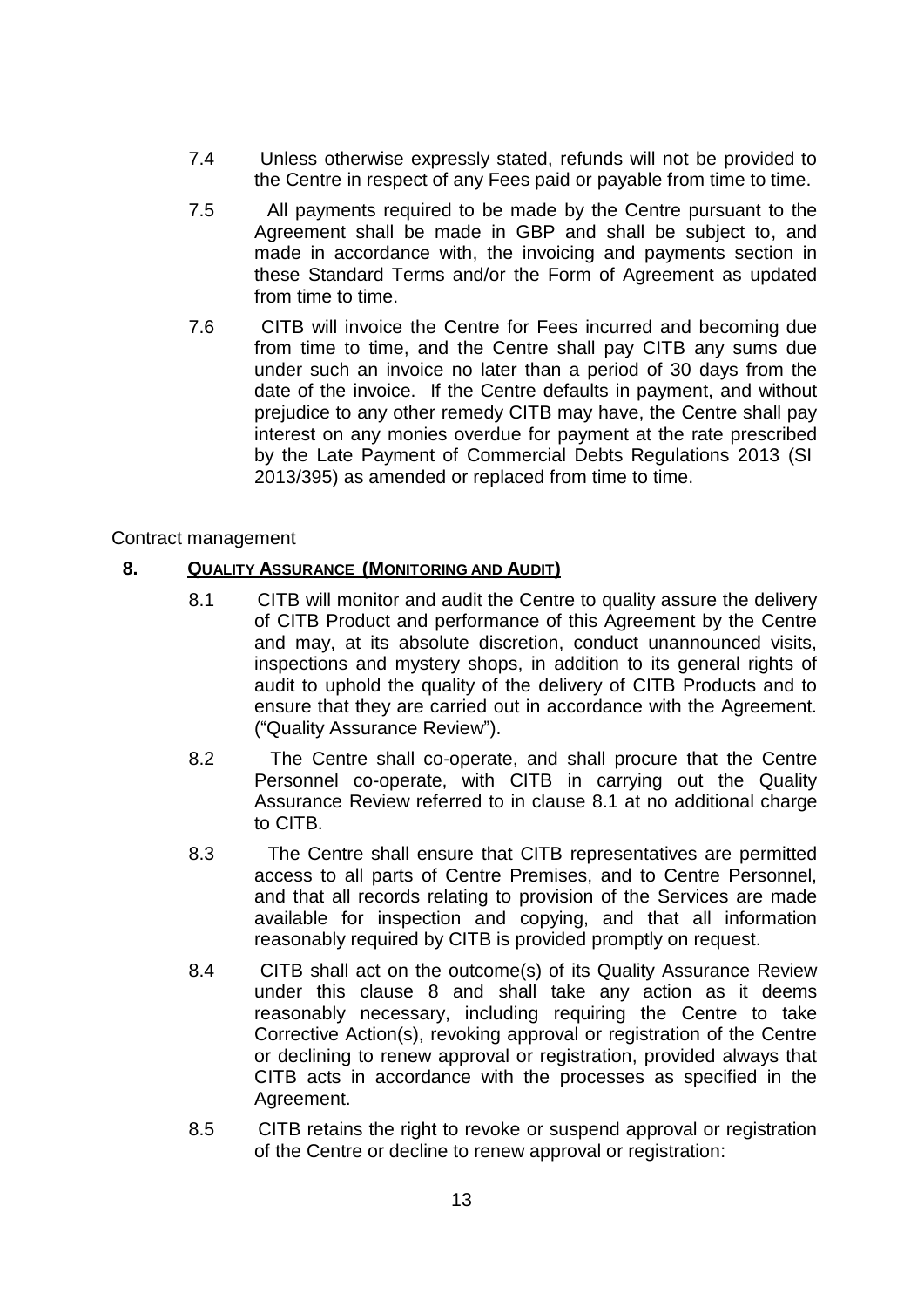7.4 Unless otherwise expressly stated, refunds will not be provided to the Centre in respect of any Fees paid or payable from time to time.

7.5 All payments required to be made by the Centre pursuant to the Agreement shall be made in GBP and shall be subject to, and made in accordance with, the invoicing and payments section in these Standard Terms and/or the Form of Agreement as updated from time to time.

7.6 CITB will invoice the Centre for Fees incurred and becoming due from time to time, and the Centre shall pay CITB any sums due under such an invoice no later than a period of 30 days from the date of the invoice. If the Centre defaults in payment, and without prejudice to any other remedy CITB may have, the Centre shall pay interest on any monies overdue for payment at the rate prescribed by the Late Payment of Commercial Debts Regulations 2013 (SI 2013/395) as amended or replaced from time to time.

Contract management

## 8. QUALITY ASSURANCE (MONITORING AND AUDIT)

8.1 CITB will monitor and audit the Centre to quality assure the delivery of CITB Product and performance of this Agreement by the Centre and may, at its absolute discretion, conduct unannounced visits, inspections and mystery shops, in addition to its general rights of audit to uphold the quality of the delivery of CITB Products and to ensure that they are carried out in accordance with the Agreement. ("Quality Assurance Review").

8.2 The Centre shall co-operate, and shall procure that the Centre Personnel co-operate, with CITB in carrying out the Quality Assurance Review referred to in clause 8.1 at no additional charge to CITB.

8.3 The Centre shall ensure that CITB representatives are permitted access to all parts of Centre Premises, and to Centre Personnel, and that all records relating to provision of the Services are made available for inspection and copying, and that all information reasonably required by CITB is provided promptly on request.

8.4 CITB shall act on the outcome(s) of its Quality Assurance Review under this clause 8 and shall take any action as it deems reasonably necessary, including requiring the Centre to take Corrective Action(s), revoking approval or registration of the Centre or declining to renew approval or registration, provided always that CITB acts in accordance with the processes as specified in the Agreement.

8.5 CITB retains the right to revoke or suspend approval or registration of the Centre or decline to renew approval or registration: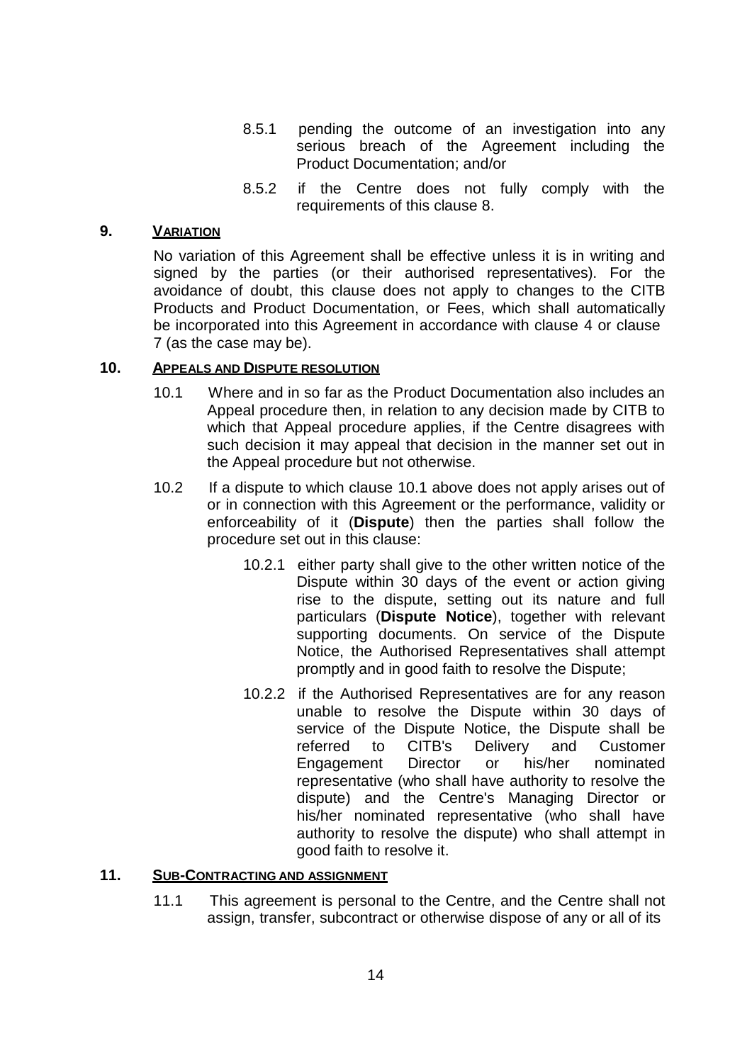8.5.1 pending the outcome of an investigation into any serious breach of the Agreement including the Product Documentation; and/or

8.5.2 if the Centre does not fully comply with the requirements of this clause 8.

## 9. VARIATION

No variation of this Agreement shall be effective unless it is in writing and signed by the parties (or their authorised representatives). For the avoidance of doubt, this clause does not apply to changes to the CITB Products and Product Documentation, or Fees, which shall automatically be incorporated into this Agreement in accordance with clause 4 or clause 7 (as the case may be).

## 10. APPEALS AND DISPUTE RESOLUTION

10.1 Where and in so far as the Product Documentation also includes an Appeal procedure then, in relation to any decision made by CITB to which that Appeal procedure applies, if the Centre disagrees with such decision it may appeal that decision in the manner set out in the Appeal procedure but not otherwise.

10.2 If a dispute to which clause 10.1 above does not apply arises out of or in connection with this Agreement or the performance, validity or enforceability of it (**Dispute**) then the parties shall follow the procedure set out in this clause:

10.2.1 either party shall give to the other written notice of the Dispute within 30 days of the event or action giving rise to the dispute, setting out its nature and full particulars (**Dispute Notice**), together with relevant supporting documents. On service of the Dispute Notice, the Authorised Representatives shall attempt promptly and in good faith to resolve the Dispute;

10.2.2 if the Authorised Representatives are for any reason unable to resolve the Dispute within 30 days of service of the Dispute Notice, the Dispute shall be referred to CITB's Delivery and Customer Engagement Director or his/her nominated representative (who shall have authority to resolve the dispute) and the Centre's Managing Director or his/her nominated representative (who shall have authority to resolve the dispute) who shall attempt in good faith to resolve it.

## 11. SUB-CONTRACTING AND ASSIGNMENT

11.1 This agreement is personal to the Centre, and the Centre shall not assign, transfer, subcontract or otherwise dispose of any or all of its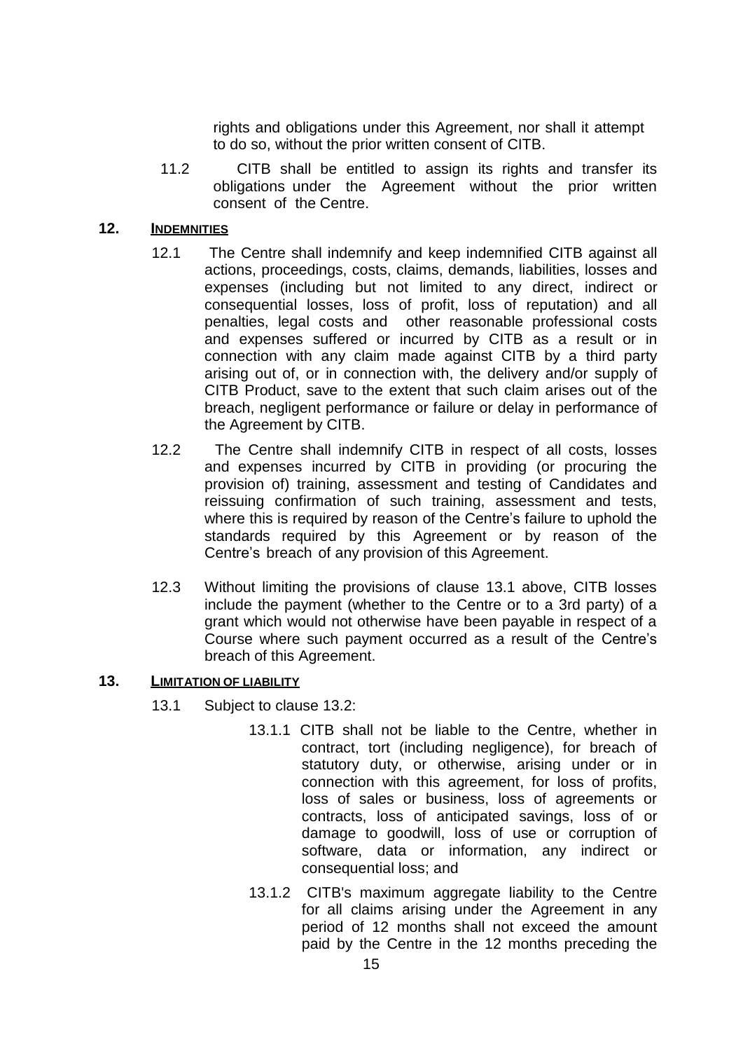rights and obligations under this Agreement, nor shall it attempt to do so, without the prior written consent of CITB.

11.2 CITB shall be entitled to assign its rights and transfer its obligations under the Agreement without the prior written consent of the Centre.

## 12. INDEMNITIES

12.1 The Centre shall indemnify and keep indemnified CITB against all actions, proceedings, costs, claims, demands, liabilities, losses and expenses (including but not limited to any direct, indirect or consequential losses, loss of profit, loss of reputation) and all penalties, legal costs and other reasonable professional costs and expenses suffered or incurred by CITB as a result or in connection with any claim made against CITB by a third party arising out of, or in connection with, the delivery and/or supply of CITB Product, save to the extent that such claim arises out of the breach, negligent performance or failure or delay in performance of the Agreement by CITB.

12.2 The Centre shall indemnify CITB in respect of all costs, losses and expenses incurred by CITB in providing (or procuring the provision of) training, assessment and testing of Candidates and reissuing confirmation of such training, assessment and tests, where this is required by reason of the Centre's failure to uphold the standards required by this Agreement or by reason of the Centre's breach of any provision of this Agreement.

12.3 Without limiting the provisions of clause 13.1 above, CITB losses include the payment (whether to the Centre or to a 3rd party) of a grant which would not otherwise have been payable in respect of a Course where such payment occurred as a result of the Centre's breach of this Agreement.

## 13. LIMITATION OF LIABILITY

13.1 Subject to clause 13.2:

13.1.1 CITB shall not be liable to the Centre, whether in contract, tort (including negligence), for breach of statutory duty, or otherwise, arising under or in connection with this agreement, for loss of profits, loss of sales or business, loss of agreements or contracts, loss of anticipated savings, loss of or damage to goodwill, loss of use or corruption of software, data or information, any indirect or consequential loss; and

13.1.2 CITB's maximum aggregate liability to the Centre for all claims arising under the Agreement in any period of 12 months shall not exceed the amount paid by the Centre in the 12 months preceding the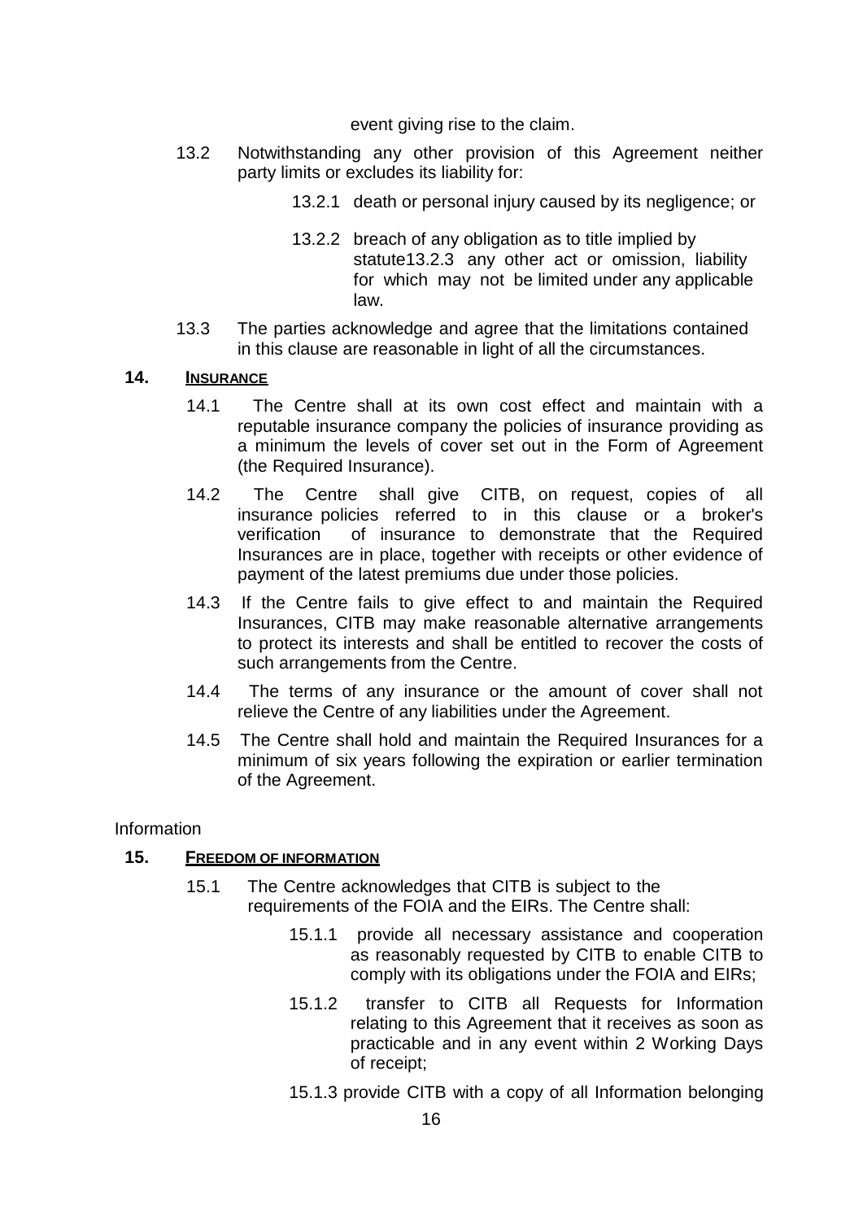event giving rise to the claim.

13.2 Notwithstanding any other provision of this Agreement neither party limits or excludes its liability for:

13.2.1 death or personal injury caused by its negligence; or

13.2.2 breach of any obligation as to title implied by statute13.2.3 any other act or omission, liability for which may not be limited under any applicable law.

13.3 The parties acknowledge and agree that the limitations contained in this clause are reasonable in light of all the circumstances.

## 14. INSURANCE

14.1 The Centre shall at its own cost effect and maintain with a reputable insurance company the policies of insurance providing as a minimum the levels of cover set out in the Form of Agreement (the Required Insurance).

14.2 The Centre shall give CITB, on request, copies of all insurance policies referred to in this clause or a broker's verification of insurance to demonstrate that the Required Insurances are in place, together with receipts or other evidence of payment of the latest premiums due under those policies.

14.3 If the Centre fails to give effect to and maintain the Required Insurances, CITB may make reasonable alternative arrangements to protect its interests and shall be entitled to recover the costs of such arrangements from the Centre.

14.4 The terms of any insurance or the amount of cover shall not relieve the Centre of any liabilities under the Agreement.

14.5 The Centre shall hold and maintain the Required Insurances for a minimum of six years following the expiration or earlier termination of the Agreement.

Information

## 15. FREEDOM OF INFORMATION

15.1 The Centre acknowledges that CITB is subject to the requirements of the FOIA and the EIRs. The Centre shall:

15.1.1 provide all necessary assistance and cooperation as reasonably requested by CITB to enable CITB to comply with its obligations under the FOIA and EIRs;

15.1.2 transfer to CITB all Requests for Information relating to this Agreement that it receives as soon as practicable and in any event within 2 Working Days of receipt;

15.1.3 provide CITB with a copy of all Information belonging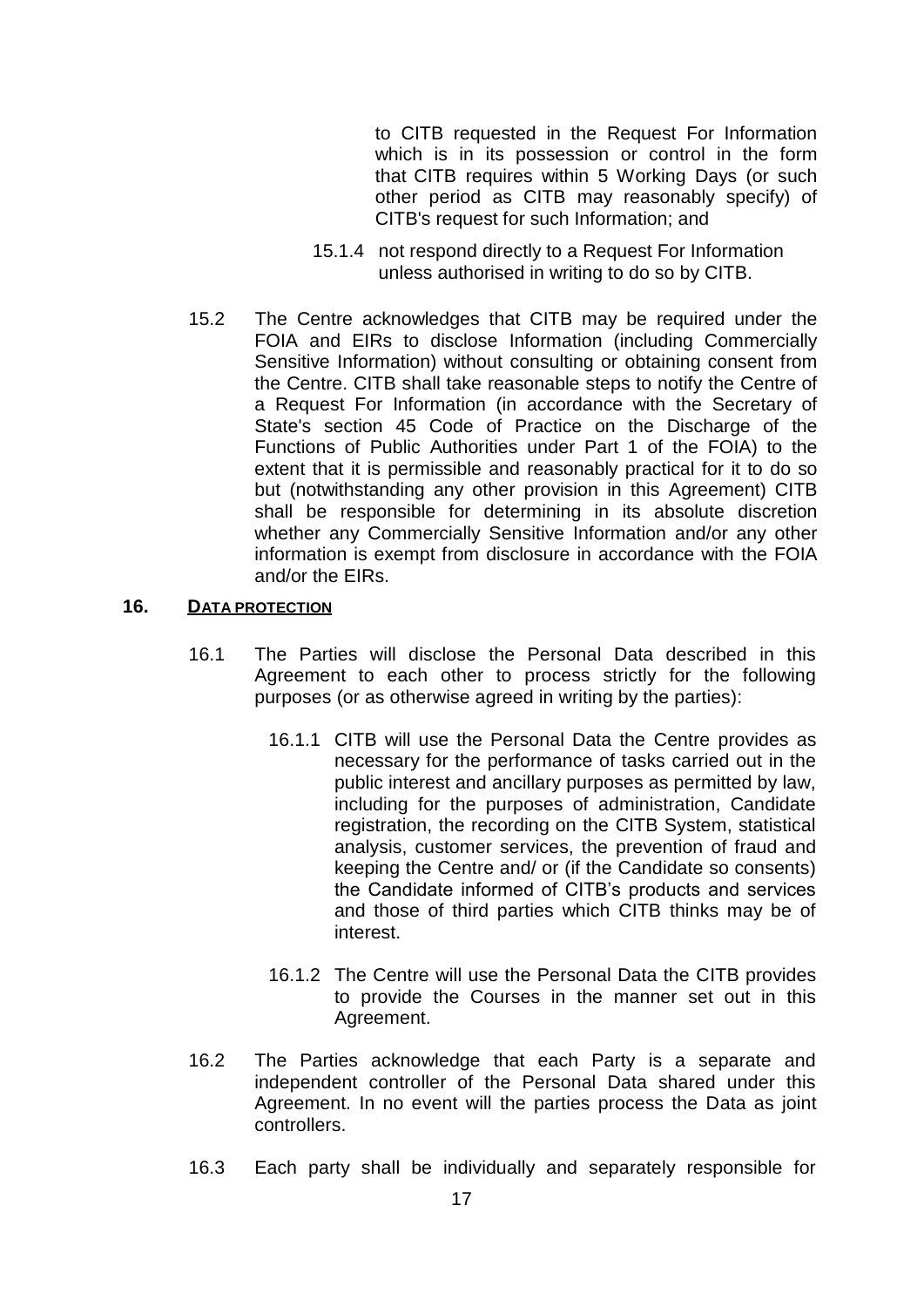to CITB requested in the Request For Information which is in its possession or control in the form that CITB requires within 5 Working Days (or such other period as CITB may reasonably specify) of CITB's request for such Information; and

15.1.4 not respond directly to a Request For Information unless authorised in writing to do so by CITB.

15.2 The Centre acknowledges that CITB may be required under the FOIA and EIRs to disclose Information (including Commercially Sensitive Information) without consulting or obtaining consent from the Centre. CITB shall take reasonable steps to notify the Centre of a Request For Information (in accordance with the Secretary of State's section 45 Code of Practice on the Discharge of the Functions of Public Authorities under Part 1 of the FOIA) to the extent that it is permissible and reasonably practical for it to do so but (notwithstanding any other provision in this Agreement) CITB shall be responsible for determining in its absolute discretion whether any Commercially Sensitive Information and/or any other information is exempt from disclosure in accordance with the FOIA and/or the EIRs.

## 16. DATA PROTECTION

16.1 The Parties will disclose the Personal Data described in this Agreement to each other to process strictly for the following purposes (or as otherwise agreed in writing by the parties):

16.1.1 CITB will use the Personal Data the Centre provides as necessary for the performance of tasks carried out in the public interest and ancillary purposes as permitted by law, including for the purposes of administration, Candidate registration, the recording on the CITB System, statistical analysis, customer services, the prevention of fraud and keeping the Centre and/ or (if the Candidate so consents) the Candidate informed of CITB's products and services and those of third parties which CITB thinks may be of interest.

16.1.2 The Centre will use the Personal Data the CITB provides to provide the Courses in the manner set out in this Agreement.

16.2 The Parties acknowledge that each Party is a separate and independent controller of the Personal Data shared under this Agreement. In no event will the parties process the Data as joint controllers.

16.3 Each party shall be individually and separately responsible for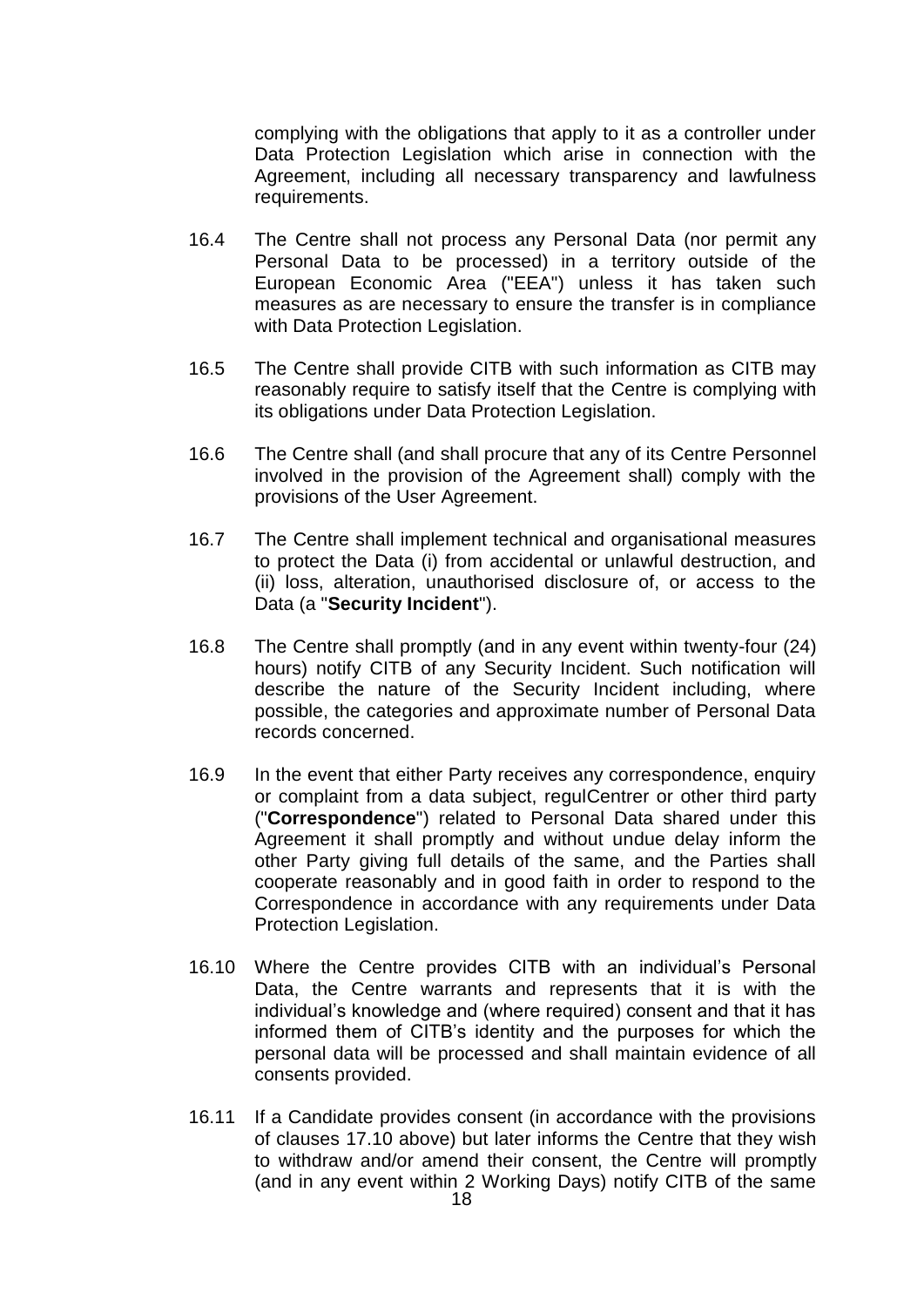complying with the obligations that apply to it as a controller under Data Protection Legislation which arise in connection with the Agreement, including all necessary transparency and lawfulness requirements.

16.4 The Centre shall not process any Personal Data (nor permit any Personal Data to be processed) in a territory outside of the European Economic Area ("EEA") unless it has taken such measures as are necessary to ensure the transfer is in compliance with Data Protection Legislation.

16.5 The Centre shall provide CITB with such information as CITB may reasonably require to satisfy itself that the Centre is complying with its obligations under Data Protection Legislation.

16.6 The Centre shall (and shall procure that any of its Centre Personnel involved in the provision of the Agreement shall) comply with the provisions of the User Agreement.

16.7 The Centre shall implement technical and organisational measures to protect the Data (i) from accidental or unlawful destruction, and (ii) loss, alteration, unauthorised disclosure of, or access to the Data (a "**Security Incident**").

16.8 The Centre shall promptly (and in any event within twenty-four (24) hours) notify CITB of any Security Incident. Such notification will describe the nature of the Security Incident including, where possible, the categories and approximate number of Personal Data records concerned.

16.9 In the event that either Party receives any correspondence, enquiry or complaint from a data subject, regulCentrer or other third party ("**Correspondence**") related to Personal Data shared under this Agreement it shall promptly and without undue delay inform the other Party giving full details of the same, and the Parties shall cooperate reasonably and in good faith in order to respond to the Correspondence in accordance with any requirements under Data Protection Legislation.

16.10 Where the Centre provides CITB with an individual's Personal Data, the Centre warrants and represents that it is with the individual's knowledge and (where required) consent and that it has informed them of CITB's identity and the purposes for which the personal data will be processed and shall maintain evidence of all consents provided.

16.11 If a Candidate provides consent (in accordance with the provisions of clauses 17.10 above) but later informs the Centre that they wish to withdraw and/or amend their consent, the Centre will promptly (and in any event within 2 Working Days) notify CITB of the same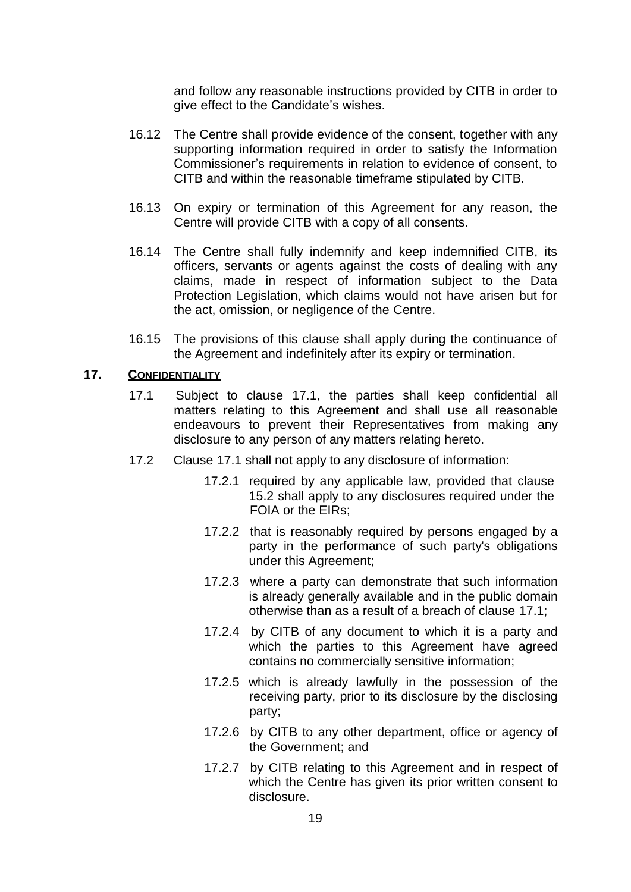and follow any reasonable instructions provided by CITB in order to give effect to the Candidate's wishes.

16.12 The Centre shall provide evidence of the consent, together with any supporting information required in order to satisfy the Information Commissioner's requirements in relation to evidence of consent, to CITB and within the reasonable timeframe stipulated by CITB.

16.13 On expiry or termination of this Agreement for any reason, the Centre will provide CITB with a copy of all consents.

16.14 The Centre shall fully indemnify and keep indemnified CITB, its officers, servants or agents against the costs of dealing with any claims, made in respect of information subject to the Data Protection Legislation, which claims would not have arisen but for the act, omission, or negligence of the Centre.

16.15 The provisions of this clause shall apply during the continuance of the Agreement and indefinitely after its expiry or termination.

## 17. CONFIDENTIALITY

17.1 Subject to clause 17.1, the parties shall keep confidential all matters relating to this Agreement and shall use all reasonable endeavours to prevent their Representatives from making any disclosure to any person of any matters relating hereto.

17.2 Clause 17.1 shall not apply to any disclosure of information:

17.2.1 required by any applicable law, provided that clause 15.2 shall apply to any disclosures required under the FOIA or the EIRs;

17.2.2 that is reasonably required by persons engaged by a party in the performance of such party's obligations under this Agreement;

17.2.3 where a party can demonstrate that such information is already generally available and in the public domain otherwise than as a result of a breach of clause 17.1;

17.2.4 by CITB of any document to which it is a party and which the parties to this Agreement have agreed contains no commercially sensitive information;

17.2.5 which is already lawfully in the possession of the receiving party, prior to its disclosure by the disclosing party;

17.2.6 by CITB to any other department, office or agency of the Government; and

17.2.7 by CITB relating to this Agreement and in respect of which the Centre has given its prior written consent to disclosure.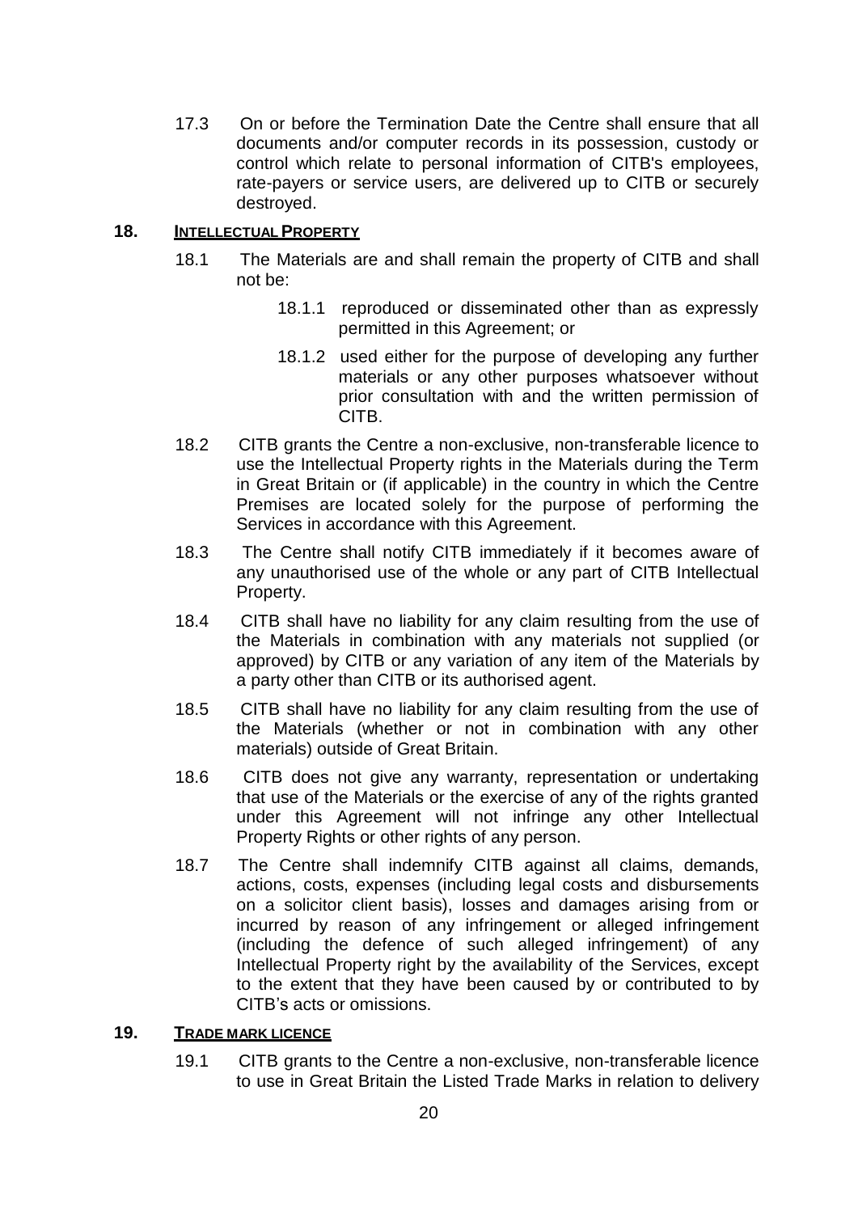17.3 On or before the Termination Date the Centre shall ensure that all documents and/or computer records in its possession, custody or control which relate to personal information of CITB's employees, rate-payers or service users, are delivered up to CITB or securely destroyed.

## 18. INTELLECTUAL PROPERTY

18.1 The Materials are and shall remain the property of CITB and shall not be:

18.1.1 reproduced or disseminated other than as expressly permitted in this Agreement; or

18.1.2 used either for the purpose of developing any further materials or any other purposes whatsoever without prior consultation with and the written permission of CITB.

18.2 CITB grants the Centre a non-exclusive, non-transferable licence to use the Intellectual Property rights in the Materials during the Term in Great Britain or (if applicable) in the country in which the Centre Premises are located solely for the purpose of performing the Services in accordance with this Agreement.

18.3 The Centre shall notify CITB immediately if it becomes aware of any unauthorised use of the whole or any part of CITB Intellectual Property.

18.4 CITB shall have no liability for any claim resulting from the use of the Materials in combination with any materials not supplied (or approved) by CITB or any variation of any item of the Materials by a party other than CITB or its authorised agent.

18.5 CITB shall have no liability for any claim resulting from the use of the Materials (whether or not in combination with any other materials) outside of Great Britain.

18.6 CITB does not give any warranty, representation or undertaking that use of the Materials or the exercise of any of the rights granted under this Agreement will not infringe any other Intellectual Property Rights or other rights of any person.

18.7 The Centre shall indemnify CITB against all claims, demands, actions, costs, expenses (including legal costs and disbursements on a solicitor client basis), losses and damages arising from or incurred by reason of any infringement or alleged infringement (including the defence of such alleged infringement) of any Intellectual Property right by the availability of the Services, except to the extent that they have been caused by or contributed to by CITB's acts or omissions.

## 19. TRADE MARK LICENCE

19.1 CITB grants to the Centre a non-exclusive, non-transferable licence to use in Great Britain the Listed Trade Marks in relation to delivery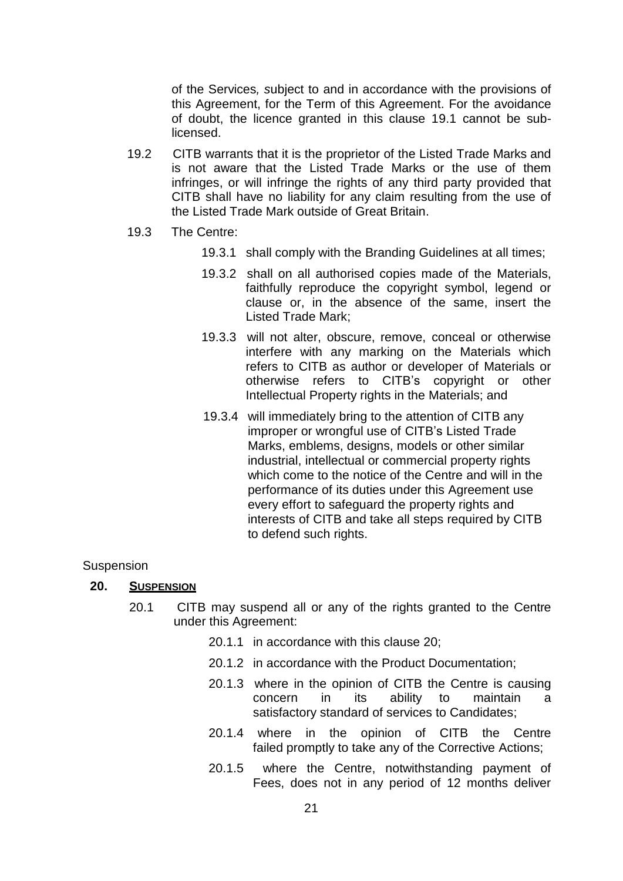of the Services, subject to and in accordance with the provisions of this Agreement, for the Term of this Agreement. For the avoidance of doubt, the licence granted in this clause 19.1 cannot be sub-licensed.

19.2 CITB warrants that it is the proprietor of the Listed Trade Marks and is not aware that the Listed Trade Marks or the use of them infringes, or will infringe the rights of any third party provided that CITB shall have no liability for any claim resulting from the use of the Listed Trade Mark outside of Great Britain.

19.3 The Centre:

19.3.1 shall comply with the Branding Guidelines at all times;

19.3.2 shall on all authorised copies made of the Materials, faithfully reproduce the copyright symbol, legend or clause or, in the absence of the same, insert the Listed Trade Mark;

19.3.3 will not alter, obscure, remove, conceal or otherwise interfere with any marking on the Materials which refers to CITB as author or developer of Materials or otherwise refers to CITB's copyright or other Intellectual Property rights in the Materials; and

19.3.4 will immediately bring to the attention of CITB any improper or wrongful use of CITB's Listed Trade Marks, emblems, designs, models or other similar industrial, intellectual or commercial property rights which come to the notice of the Centre and will in the performance of its duties under this Agreement use every effort to safeguard the property rights and interests of CITB and take all steps required by CITB to defend such rights.

Suspension

## 20. Suspension

20.1 CITB may suspend all or any of the rights granted to the Centre under this Agreement:

20.1.1 in accordance with this clause 20;

20.1.2 in accordance with the Product Documentation;

20.1.3 where in the opinion of CITB the Centre is causing concern in its ability to maintain a satisfactory standard of services to Candidates;

20.1.4 where in the opinion of CITB the Centre failed promptly to take any of the Corrective Actions;

20.1.5 where the Centre, notwithstanding payment of Fees, does not in any period of 12 months deliver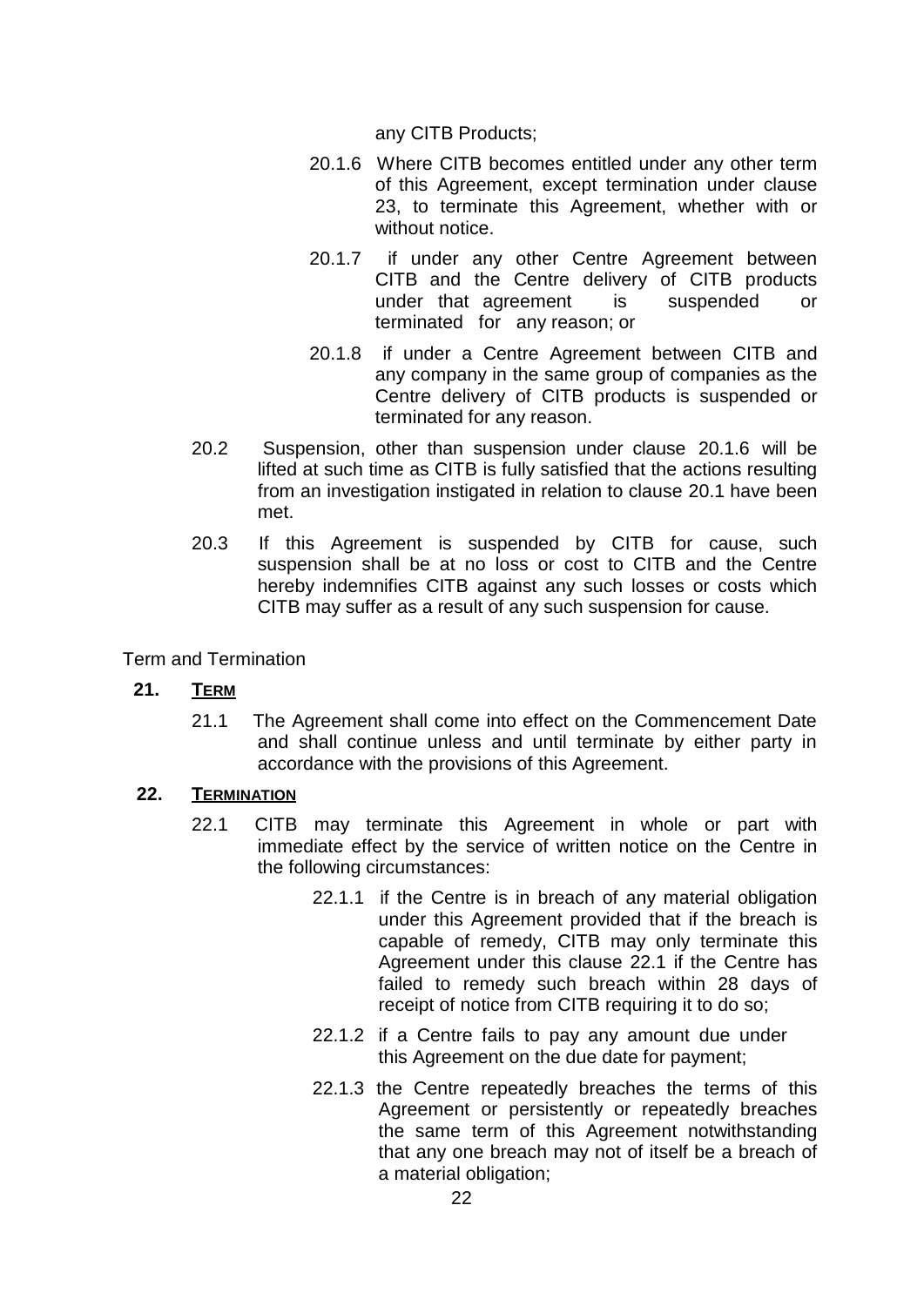any CITB Products;

20.1.6 Where CITB becomes entitled under any other term of this Agreement, except termination under clause 23, to terminate this Agreement, whether with or without notice.

20.1.7 if under any other Centre Agreement between CITB and the Centre delivery of CITB products under that agreement is suspended or terminated for any reason; or

20.1.8 if under a Centre Agreement between CITB and any company in the same group of companies as the Centre delivery of CITB products is suspended or terminated for any reason.

20.2 Suspension, other than suspension under clause 20.1.6 will be lifted at such time as CITB is fully satisfied that the actions resulting from an investigation instigated in relation to clause 20.1 have been met.

20.3 If this Agreement is suspended by CITB for cause, such suspension shall be at no loss or cost to CITB and the Centre hereby indemnifies CITB against any such losses or costs which CITB may suffer as a result of any such suspension for cause.

Term and Termination

## 21. TERM

21.1 The Agreement shall come into effect on the Commencement Date and shall continue unless and until terminate by either party in accordance with the provisions of this Agreement.

## 22. TERMINATION

22.1 CITB may terminate this Agreement in whole or part with immediate effect by the service of written notice on the Centre in the following circumstances:

22.1.1 if the Centre is in breach of any material obligation under this Agreement provided that if the breach is capable of remedy, CITB may only terminate this Agreement under this clause 22.1 if the Centre has failed to remedy such breach within 28 days of receipt of notice from CITB requiring it to do so;

22.1.2 if a Centre fails to pay any amount due under this Agreement on the due date for payment;

22.1.3 the Centre repeatedly breaches the terms of this Agreement or persistently or repeatedly breaches the same term of this Agreement notwithstanding that any one breach may not of itself be a breach of a material obligation;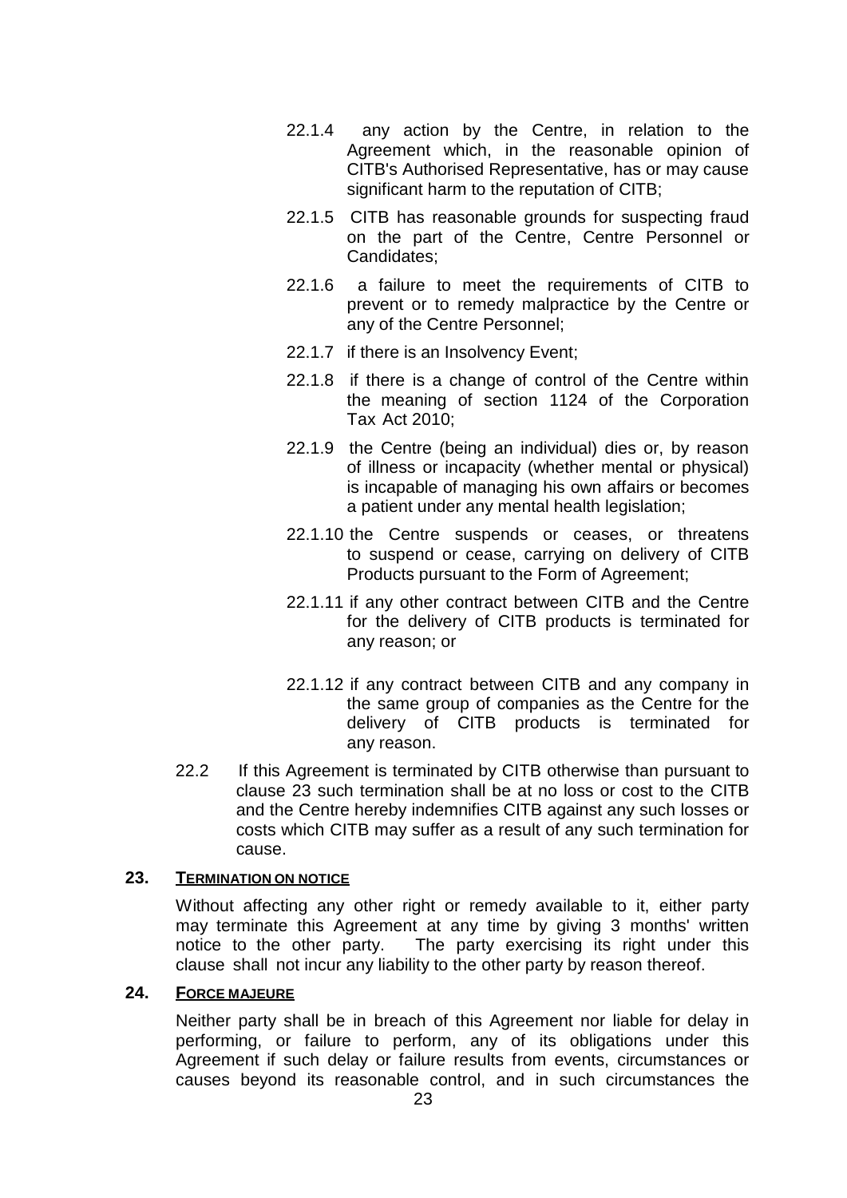22.1.4 any action by the Centre, in relation to the Agreement which, in the reasonable opinion of CITB's Authorised Representative, has or may cause significant harm to the reputation of CITB;

22.1.5 CITB has reasonable grounds for suspecting fraud on the part of the Centre, Centre Personnel or Candidates;

22.1.6 a failure to meet the requirements of CITB to prevent or to remedy malpractice by the Centre or any of the Centre Personnel;

22.1.7 if there is an Insolvency Event;

22.1.8 if there is a change of control of the Centre within the meaning of section 1124 of the Corporation Tax Act 2010;

22.1.9 the Centre (being an individual) dies or, by reason of illness or incapacity (whether mental or physical) is incapable of managing his own affairs or becomes a patient under any mental health legislation;

22.1.10 the Centre suspends or ceases, or threatens to suspend or cease, carrying on delivery of CITB Products pursuant to the Form of Agreement;

22.1.11 if any other contract between CITB and the Centre for the delivery of CITB products is terminated for any reason; or

22.1.12 if any contract between CITB and any company in the same group of companies as the Centre for the delivery of CITB products is terminated for any reason.

22.2 If this Agreement is terminated by CITB otherwise than pursuant to clause 23 such termination shall be at no loss or cost to the CITB and the Centre hereby indemnifies CITB against any such losses or costs which CITB may suffer as a result of any such termination for cause.

## 23. TERMINATION ON NOTICE

Without affecting any other right or remedy available to it, either party may terminate this Agreement at any time by giving 3 months' written notice to the other party. The party exercising its right under this clause shall not incur any liability to the other party by reason thereof.

## 24. FORCE MAJEURE

Neither party shall be in breach of this Agreement nor liable for delay in performing, or failure to perform, any of its obligations under this Agreement if such delay or failure results from events, circumstances or causes beyond its reasonable control, and in such circumstances the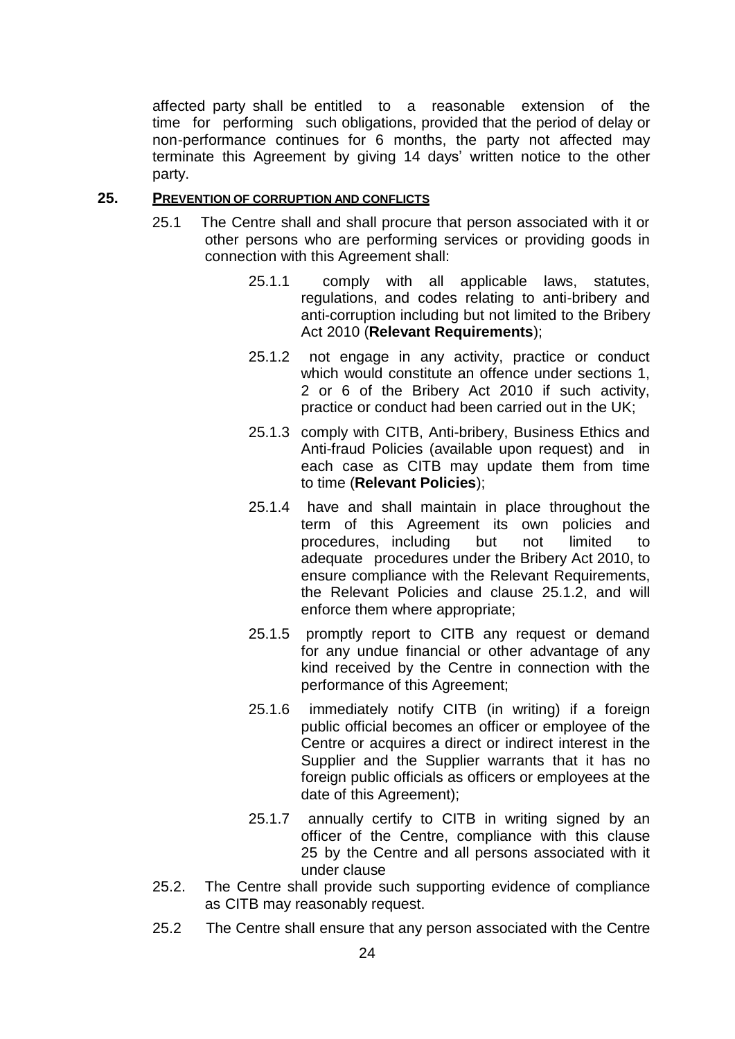affected party shall be entitled to a reasonable extension of the time for performing such obligations, provided that the period of delay or non-performance continues for 6 months, the party not affected may terminate this Agreement by giving 14 days' written notice to the other party.

## 25. PREVENTION OF CORRUPTION AND CONFLICTS

25.1 The Centre shall and shall procure that person associated with it or other persons who are performing services or providing goods in connection with this Agreement shall:

25.1.1 comply with all applicable laws, statutes, regulations, and codes relating to anti-bribery and anti-corruption including but not limited to the Bribery Act 2010 (**Relevant Requirements**);

25.1.2 not engage in any activity, practice or conduct which would constitute an offence under sections 1, 2 or 6 of the Bribery Act 2010 if such activity, practice or conduct had been carried out in the UK;

25.1.3 comply with CITB, Anti-bribery, Business Ethics and Anti-fraud Policies (available upon request) and in each case as CITB may update them from time to time (**Relevant Policies**);

25.1.4 have and shall maintain in place throughout the term of this Agreement its own policies and procedures, including but not limited to adequate procedures under the Bribery Act 2010, to ensure compliance with the Relevant Requirements, the Relevant Policies and clause 25.1.2, and will enforce them where appropriate;

25.1.5 promptly report to CITB any request or demand for any undue financial or other advantage of any kind received by the Centre in connection with the performance of this Agreement;

25.1.6 immediately notify CITB (in writing) if a foreign public official becomes an officer or employee of the Centre or acquires a direct or indirect interest in the Supplier and the Supplier warrants that it has no foreign public officials as officers or employees at the date of this Agreement);

25.1.7 annually certify to CITB in writing signed by an officer of the Centre, compliance with this clause 25 by the Centre and all persons associated with it under clause

25.2. The Centre shall provide such supporting evidence of compliance as CITB may reasonably request.

25.2 The Centre shall ensure that any person associated with the Centre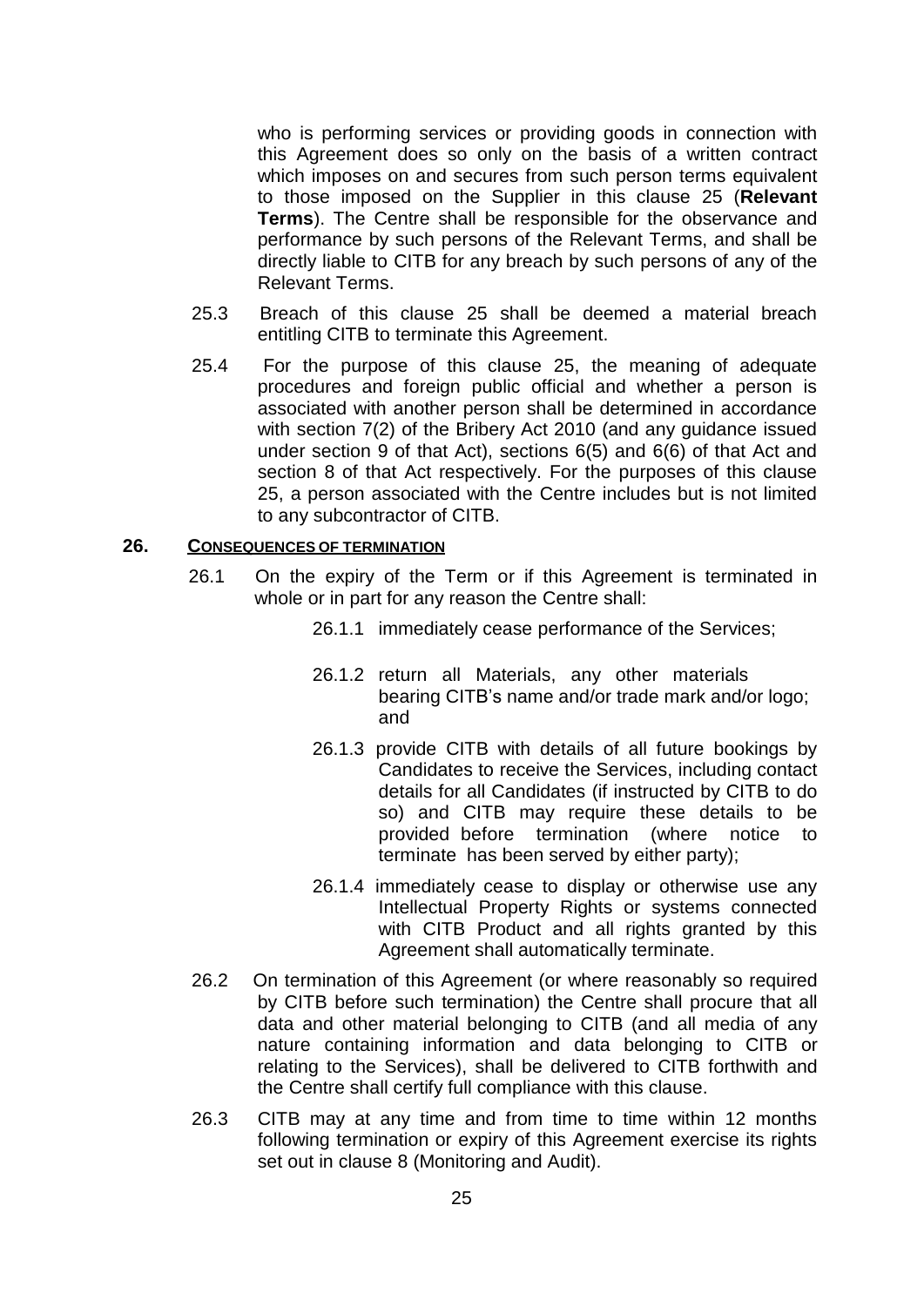who is performing services or providing goods in connection with this Agreement does so only on the basis of a written contract which imposes on and secures from such person terms equivalent to those imposed on the Supplier in this clause 25 (**Relevant Terms**). The Centre shall be responsible for the observance and performance by such persons of the Relevant Terms, and shall be directly liable to CITB for any breach by such persons of any of the Relevant Terms.

25.3 Breach of this clause 25 shall be deemed a material breach entitling CITB to terminate this Agreement.

25.4 For the purpose of this clause 25, the meaning of adequate procedures and foreign public official and whether a person is associated with another person shall be determined in accordance with section 7(2) of the Bribery Act 2010 (and any guidance issued under section 9 of that Act), sections 6(5) and 6(6) of that Act and section 8 of that Act respectively. For the purposes of this clause 25, a person associated with the Centre includes but is not limited to any subcontractor of CITB.

## 26. CONSEQUENCES OF TERMINATION

26.1 On the expiry of the Term or if this Agreement is terminated in whole or in part for any reason the Centre shall:

26.1.1 immediately cease performance of the Services;

26.1.2 return all Materials, any other materials bearing CITB's name and/or trade mark and/or logo; and

26.1.3 provide CITB with details of all future bookings by Candidates to receive the Services, including contact details for all Candidates (if instructed by CITB to do so) and CITB may require these details to be provided before termination (where notice to terminate has been served by either party);

26.1.4 immediately cease to display or otherwise use any Intellectual Property Rights or systems connected with CITB Product and all rights granted by this Agreement shall automatically terminate.

26.2 On termination of this Agreement (or where reasonably so required by CITB before such termination) the Centre shall procure that all data and other material belonging to CITB (and all media of any nature containing information and data belonging to CITB or relating to the Services), shall be delivered to CITB forthwith and the Centre shall certify full compliance with this clause.

26.3 CITB may at any time and from time to time within 12 months following termination or expiry of this Agreement exercise its rights set out in clause 8 (Monitoring and Audit).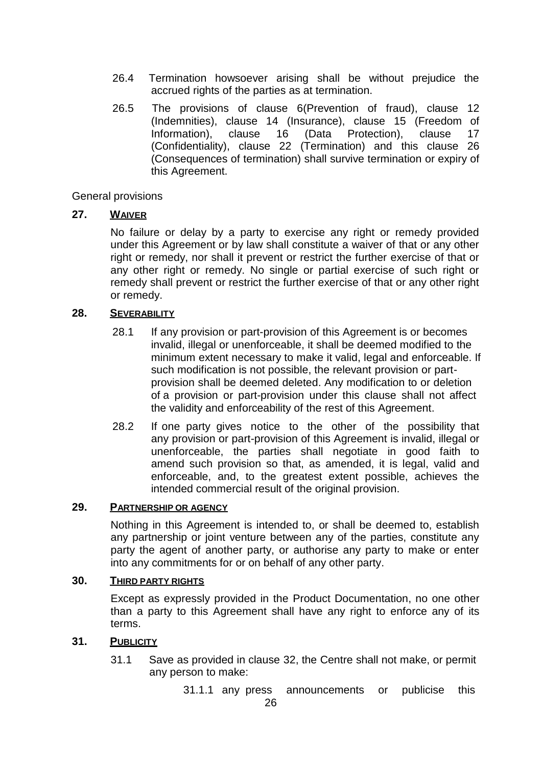26.4 Termination howsoever arising shall be without prejudice the accrued rights of the parties as at termination.

26.5 The provisions of clause 6(Prevention of fraud), clause 12 (Indemnities), clause 14 (Insurance), clause 15 (Freedom of Information), clause 16 (Data Protection), clause 17 (Confidentiality), clause 22 (Termination) and this clause 26 (Consequences of termination) shall survive termination or expiry of this Agreement.

General provisions

## 27. WAIVER

No failure or delay by a party to exercise any right or remedy provided under this Agreement or by law shall constitute a waiver of that or any other right or remedy, nor shall it prevent or restrict the further exercise of that or any other right or remedy. No single or partial exercise of such right or remedy shall prevent or restrict the further exercise of that or any other right or remedy.

## 28. SEVERABILITY

28.1 If any provision or part-provision of this Agreement is or becomes invalid, illegal or unenforceable, it shall be deemed modified to the minimum extent necessary to make it valid, legal and enforceable. If such modification is not possible, the relevant provision or part-provision shall be deemed deleted. Any modification to or deletion of a provision or part-provision under this clause shall not affect the validity and enforceability of the rest of this Agreement.

28.2 If one party gives notice to the other of the possibility that any provision or part-provision of this Agreement is invalid, illegal or unenforceable, the parties shall negotiate in good faith to amend such provision so that, as amended, it is legal, valid and enforceable, and, to the greatest extent possible, achieves the intended commercial result of the original provision.

## 29. PARTNERSHIP OR AGENCY

Nothing in this Agreement is intended to, or shall be deemed to, establish any partnership or joint venture between any of the parties, constitute any party the agent of another party, or authorise any party to make or enter into any commitments for or on behalf of any other party.

## 30. THIRD PARTY RIGHTS

Except as expressly provided in the Product Documentation, no one other than a party to this Agreement shall have any right to enforce any of its terms.

## 31. PUBLICITY

31.1 Save as provided in clause 32, the Centre shall not make, or permit any person to make:

31.1.1 any press announcements or publicise this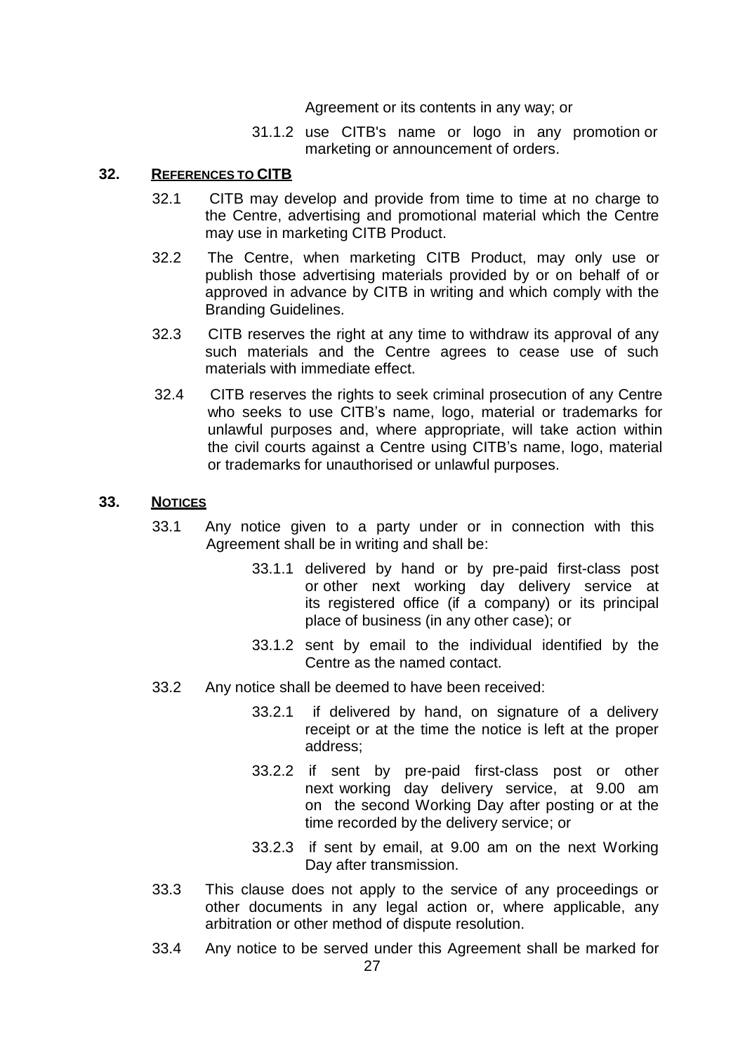Agreement or its contents in any way; or

31.1.2 use CITB's name or logo in any promotion or marketing or announcement of orders.

## 32. REFERENCES TO CITB

32.1 CITB may develop and provide from time to time at no charge to the Centre, advertising and promotional material which the Centre may use in marketing CITB Product.

32.2 The Centre, when marketing CITB Product, may only use or publish those advertising materials provided by or on behalf of or approved in advance by CITB in writing and which comply with the Branding Guidelines.

32.3 CITB reserves the right at any time to withdraw its approval of any such materials and the Centre agrees to cease use of such materials with immediate effect.

32.4 CITB reserves the rights to seek criminal prosecution of any Centre who seeks to use CITB's name, logo, material or trademarks for unlawful purposes and, where appropriate, will take action within the civil courts against a Centre using CITB's name, logo, material or trademarks for unauthorised or unlawful purposes.

## 33. NOTICES

33.1 Any notice given to a party under or in connection with this Agreement shall be in writing and shall be:

33.1.1 delivered by hand or by pre-paid first-class post or other next working day delivery service at its registered office (if a company) or its principal place of business (in any other case); or

33.1.2 sent by email to the individual identified by the Centre as the named contact.

33.2 Any notice shall be deemed to have been received:

33.2.1 if delivered by hand, on signature of a delivery receipt or at the time the notice is left at the proper address;

33.2.2 if sent by pre-paid first-class post or other next working day delivery service, at 9.00 am on the second Working Day after posting or at the time recorded by the delivery service; or

33.2.3 if sent by email, at 9.00 am on the next Working Day after transmission.

33.3 This clause does not apply to the service of any proceedings or other documents in any legal action or, where applicable, any arbitration or other method of dispute resolution.

33.4 Any notice to be served under this Agreement shall be marked for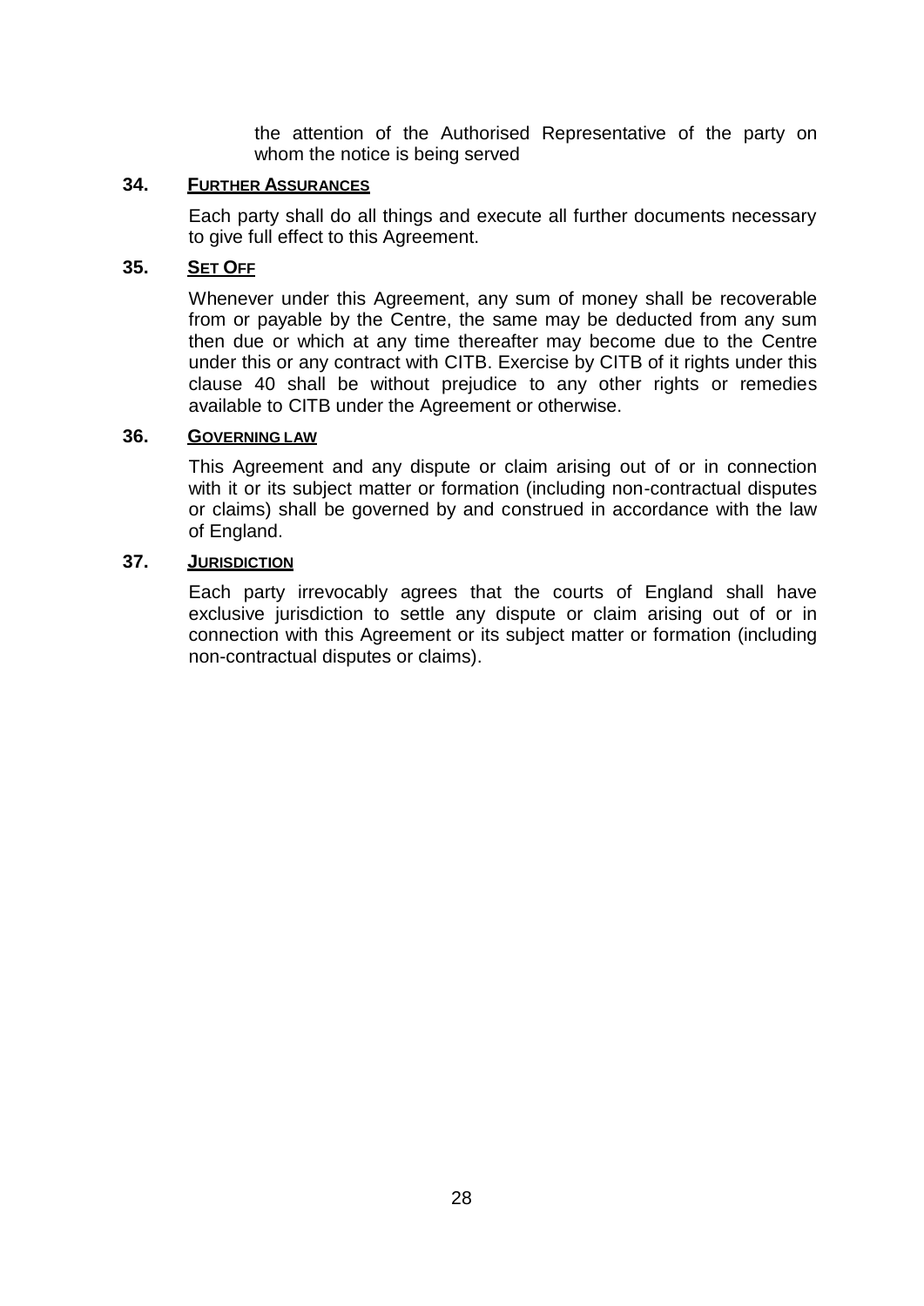the attention of the Authorised Representative of the party on whom the notice is being served

**34. FURTHER ASSURANCES**

Each party shall do all things and execute all further documents necessary to give full effect to this Agreement.

**35. SET OFF**

Whenever under this Agreement, any sum of money shall be recoverable from or payable by the Centre, the same may be deducted from any sum then due or which at any time thereafter may become due to the Centre under this or any contract with CITB. Exercise by CITB of it rights under this clause 40 shall be without prejudice to any other rights or remedies available to CITB under the Agreement or otherwise.

**36. GOVERNING LAW**

This Agreement and any dispute or claim arising out of or in connection with it or its subject matter or formation (including non-contractual disputes or claims) shall be governed by and construed in accordance with the law of England.

**37. JURISDICTION**

Each party irrevocably agrees that the courts of England shall have exclusive jurisdiction to settle any dispute or claim arising out of or in connection with this Agreement or its subject matter or formation (including non-contractual disputes or claims).